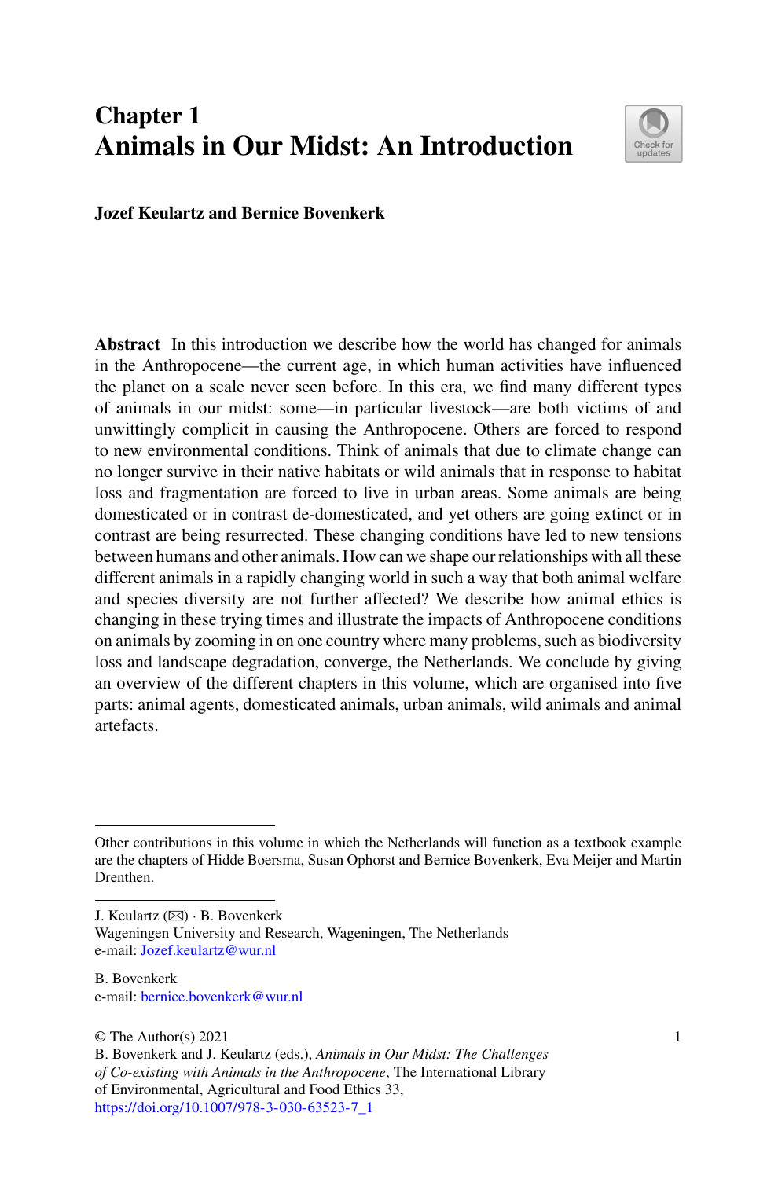# Chapter 1
# Animals in Our Midst: An Introduction

**Jozef Keulartz and Bernice Bovenkerk**

**Abstract** In this introduction we describe how the world has changed for animals in the Anthropocene—the current age, in which human activities have influenced the planet on a scale never seen before. In this era, we find many different types of animals in our midst: some—in particular livestock—are both victims of and unwittingly complicit in causing the Anthropocene. Others are forced to respond to new environmental conditions. Think of animals that due to climate change can no longer survive in their native habitats or wild animals that in response to habitat loss and fragmentation are forced to live in urban areas. Some animals are being domesticated or in contrast de-domesticated, and yet others are going extinct or in contrast are being resurrected. These changing conditions have led to new tensions between humans and other animals. How can we shape our relationships with all these different animals in a rapidly changing world in such a way that both animal welfare and species diversity are not further affected? We describe how animal ethics is changing in these trying times and illustrate the impacts of Anthropocene conditions on animals by zooming in on one country where many problems, such as biodiversity loss and landscape degradation, converge, the Netherlands. We conclude by giving an overview of the different chapters in this volume, which are organised into five parts: animal agents, domesticated animals, urban animals, wild animals and animal artefacts.

---

Other contributions in this volume in which the Netherlands will function as a textbook example are the chapters of Hidde Boersma, Susan Ophorst and Bernice Bovenkerk, Eva Meijer and Martin Drenthen.

---

J. Keulartz (✉) · B. Bovenkerk
Wageningen University and Research, Wageningen, The Netherlands
e-mail: Jozef.keulartz@wur.nl

B. Bovenkerk
e-mail: bernice.bovenkerk@wur.nl

© The Author(s) 2021
B. Bovenkerk and J. Keulartz (eds.), *Animals in Our Midst: The Challenges of Co-existing with Animals in the Anthropocene*, The International Library of Environmental, Agricultural and Food Ethics 33,
https://doi.org/10.1007/978-3-030-63523-7_1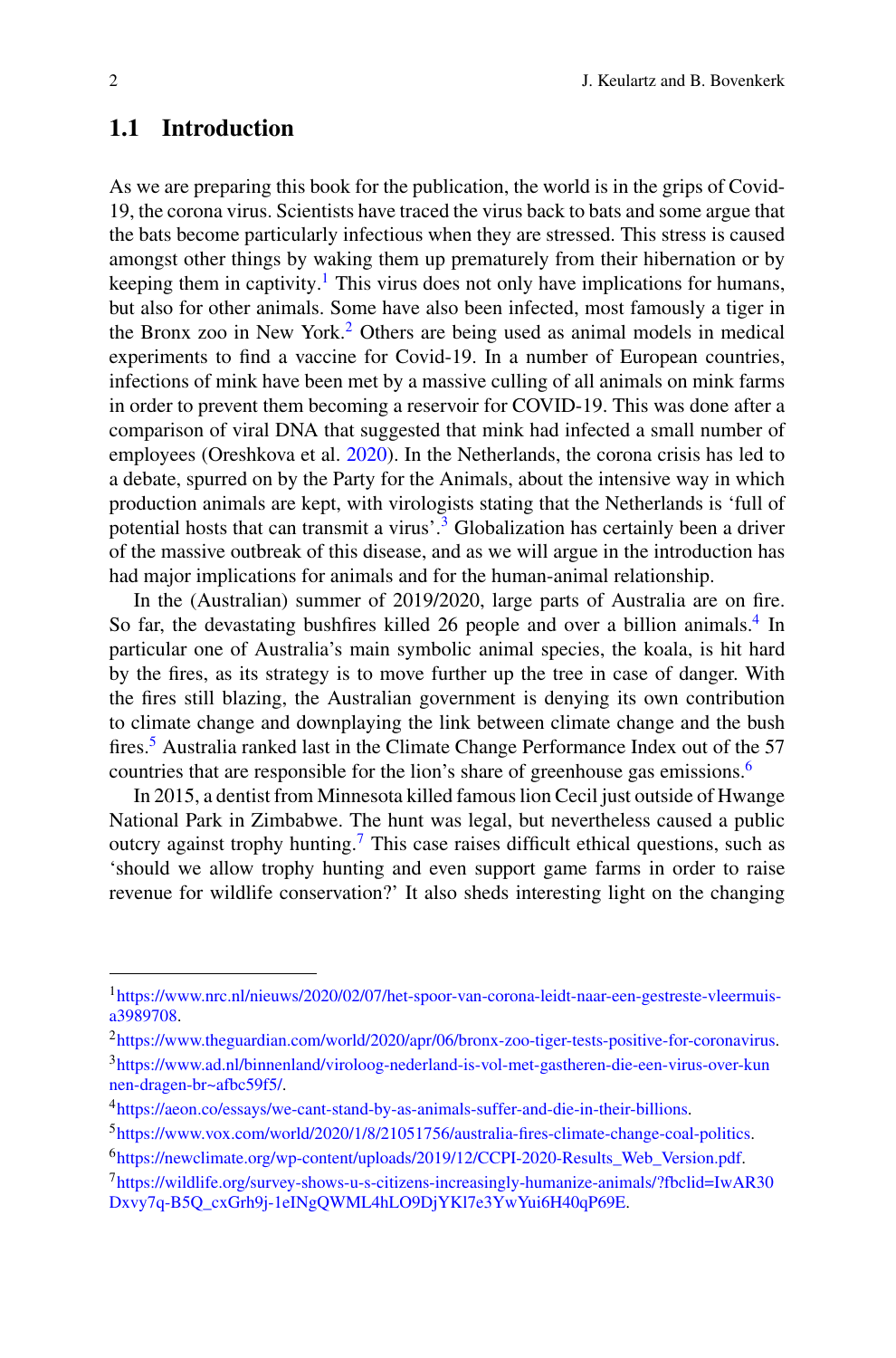## 1.1 Introduction

As we are preparing this book for the publication, the world is in the grips of Covid-19, the corona virus. Scientists have traced the virus back to bats and some argue that the bats become particularly infectious when they are stressed. This stress is caused amongst other things by waking them up prematurely from their hibernation or by keeping them in captivity.[1] This virus does not only have implications for humans, but also for other animals. Some have also been infected, most famously a tiger in the Bronx zoo in New York.[2] Others are being used as animal models in medical experiments to find a vaccine for Covid-19. In a number of European countries, infections of mink have been met by a massive culling of all animals on mink farms in order to prevent them becoming a reservoir for COVID-19. This was done after a comparison of viral DNA that suggested that mink had infected a small number of employees (Oreshkova et al. 2020). In the Netherlands, the corona crisis has led to a debate, spurred on by the Party for the Animals, about the intensive way in which production animals are kept, with virologists stating that the Netherlands is 'full of potential hosts that can transmit a virus'.[3] Globalization has certainly been a driver of the massive outbreak of this disease, and as we will argue in the introduction has had major implications for animals and for the human-animal relationship.

In the (Australian) summer of 2019/2020, large parts of Australia are on fire. So far, the devastating bushfires killed 26 people and over a billion animals.[4] In particular one of Australia's main symbolic animal species, the koala, is hit hard by the fires, as its strategy is to move further up the tree in case of danger. With the fires still blazing, the Australian government is denying its own contribution to climate change and downplaying the link between climate change and the bush fires.[5] Australia ranked last in the Climate Change Performance Index out of the 57 countries that are responsible for the lion's share of greenhouse gas emissions.[6]

In 2015, a dentist from Minnesota killed famous lion Cecil just outside of Hwange National Park in Zimbabwe. The hunt was legal, but nevertheless caused a public outcry against trophy hunting.[7] This case raises difficult ethical questions, such as 'should we allow trophy hunting and even support game farms in order to raise revenue for wildlife conservation?' It also sheds interesting light on the changing

---

[1] https://www.nrc.nl/nieuws/2020/02/07/het-spoor-van-corona-leidt-naar-een-gestreste-vleermuis-a3989708.

[2] https://www.theguardian.com/world/2020/apr/06/bronx-zoo-tiger-tests-positive-for-coronavirus.

[3] https://www.ad.nl/binnenland/viroloog-nederland-is-vol-met-gastheren-die-een-virus-over-kunnen-dragen-br~afbc59f5/.

[4] https://aeon.co/essays/we-cant-stand-by-as-animals-suffer-and-die-in-their-billions.

[5] https://www.vox.com/world/2020/1/8/21051756/australia-fires-climate-change-coal-politics.

[6] https://newclimate.org/wp-content/uploads/2019/12/CCPI-2020-Results_Web_Version.pdf.

[7] https://wildlife.org/survey-shows-u-s-citizens-increasingly-humanize-animals/?fbclid=IwAR30Dxvy7q-B5Q_cxGrh9j-1eINgQWML4hLO9DjYKl7e3YwYui6H40qP69E.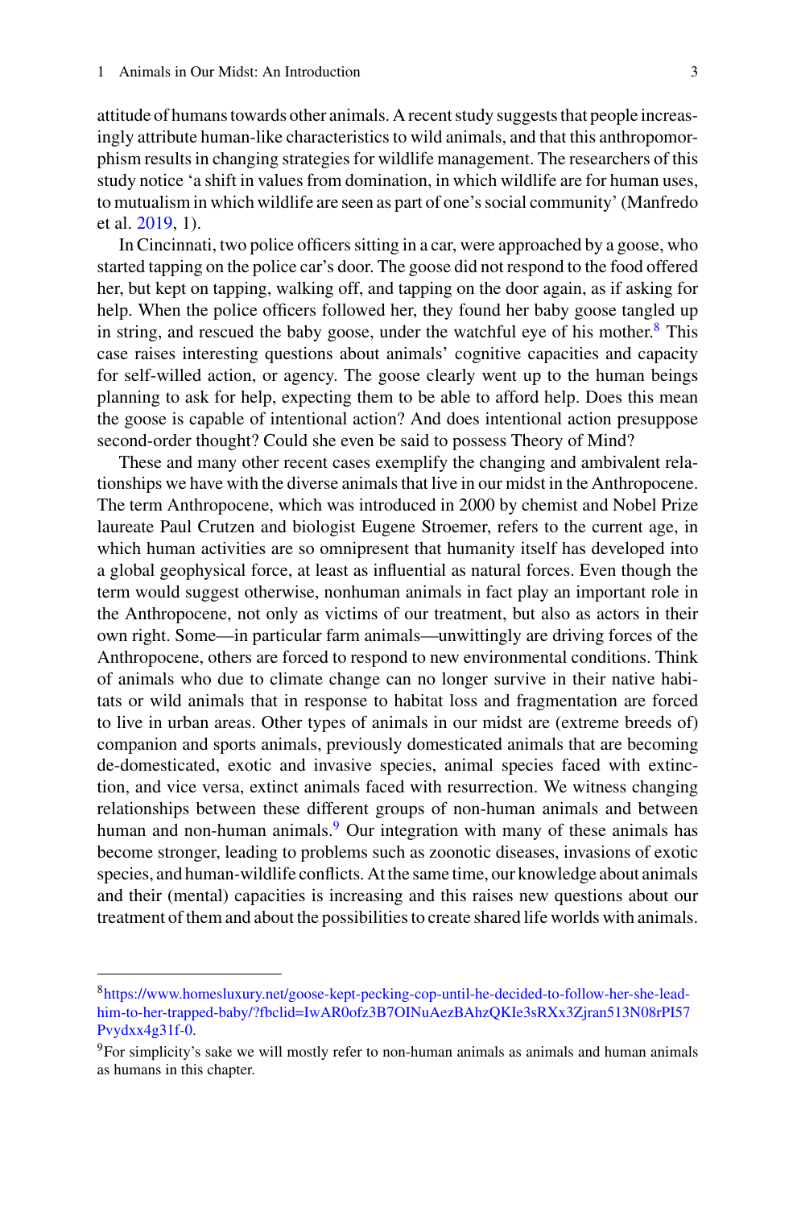attitude of humans towards other animals. A recent study suggests that people increasingly attribute human-like characteristics to wild animals, and that this anthropomorphism results in changing strategies for wildlife management. The researchers of this study notice 'a shift in values from domination, in which wildlife are for human uses, to mutualism in which wildlife are seen as part of one's social community' (Manfredo et al. 2019, 1).

In Cincinnati, two police officers sitting in a car, were approached by a goose, who started tapping on the police car's door. The goose did not respond to the food offered her, but kept on tapping, walking off, and tapping on the door again, as if asking for help. When the police officers followed her, they found her baby goose tangled up in string, and rescued the baby goose, under the watchful eye of his mother.[8] This case raises interesting questions about animals' cognitive capacities and capacity for self-willed action, or agency. The goose clearly went up to the human beings planning to ask for help, expecting them to be able to afford help. Does this mean the goose is capable of intentional action? And does intentional action presuppose second-order thought? Could she even be said to possess Theory of Mind?

These and many other recent cases exemplify the changing and ambivalent relationships we have with the diverse animals that live in our midst in the Anthropocene. The term Anthropocene, which was introduced in 2000 by chemist and Nobel Prize laureate Paul Crutzen and biologist Eugene Stroemer, refers to the current age, in which human activities are so omnipresent that humanity itself has developed into a global geophysical force, at least as influential as natural forces. Even though the term would suggest otherwise, nonhuman animals in fact play an important role in the Anthropocene, not only as victims of our treatment, but also as actors in their own right. Some—in particular farm animals—unwittingly are driving forces of the Anthropocene, others are forced to respond to new environmental conditions. Think of animals who due to climate change can no longer survive in their native habitats or wild animals that in response to habitat loss and fragmentation are forced to live in urban areas. Other types of animals in our midst are (extreme breeds of) companion and sports animals, previously domesticated animals that are becoming de-domesticated, exotic and invasive species, animal species faced with extinction, and vice versa, extinct animals faced with resurrection. We witness changing relationships between these different groups of non-human animals and between human and non-human animals.[9] Our integration with many of these animals has become stronger, leading to problems such as zoonotic diseases, invasions of exotic species, and human-wildlife conflicts. At the same time, our knowledge about animals and their (mental) capacities is increasing and this raises new questions about our treatment of them and about the possibilities to create shared life worlds with animals.

---

[8] https://www.homesluxury.net/goose-kept-pecking-cop-until-he-decided-to-follow-her-she-lead-him-to-her-trapped-baby/?fbclid=IwAR0ofz3B7OINuAezBAhzQKIe3sRXx3Zjran513N08rPI57Pvydxx4g31f-0.

[9] For simplicity's sake we will mostly refer to non-human animals as animals and human animals as humans in this chapter.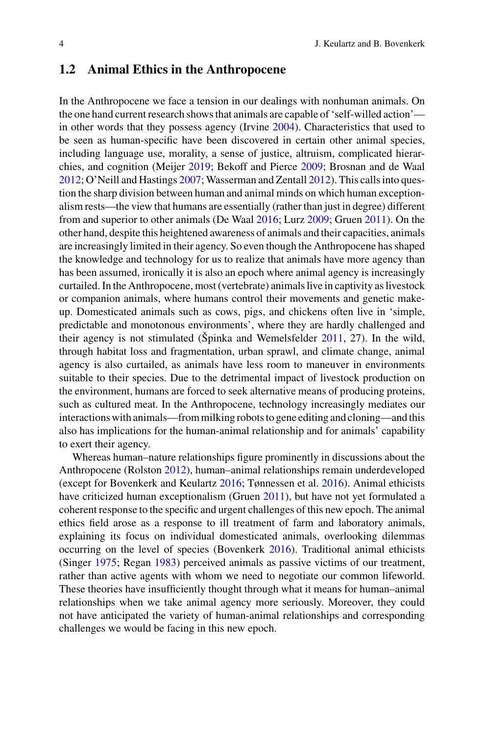## 1.2 Animal Ethics in the Anthropocene

In the Anthropocene we face a tension in our dealings with nonhuman animals. On the one hand current research shows that animals are capable of 'self-willed action'—in other words that they possess agency (Irvine 2004). Characteristics that used to be seen as human-specific have been discovered in certain other animal species, including language use, morality, a sense of justice, altruism, complicated hierarchies, and cognition (Meijer 2019; Bekoff and Pierce 2009; Brosnan and de Waal 2012; O'Neill and Hastings 2007; Wasserman and Zentall 2012). This calls into question the sharp division between human and animal minds on which human exceptionalism rests—the view that humans are essentially (rather than just in degree) different from and superior to other animals (De Waal 2016; Lurz 2009; Gruen 2011). On the other hand, despite this heightened awareness of animals and their capacities, animals are increasingly limited in their agency. So even though the Anthropocene has shaped the knowledge and technology for us to realize that animals have more agency than has been assumed, ironically it is also an epoch where animal agency is increasingly curtailed. In the Anthropocene, most (vertebrate) animals live in captivity as livestock or companion animals, where humans control their movements and genetic makeup. Domesticated animals such as cows, pigs, and chickens often live in 'simple, predictable and monotonous environments', where they are hardly challenged and their agency is not stimulated (Špinka and Wemelsfelder 2011, 27). In the wild, through habitat loss and fragmentation, urban sprawl, and climate change, animal agency is also curtailed, as animals have less room to maneuver in environments suitable to their species. Due to the detrimental impact of livestock production on the environment, humans are forced to seek alternative means of producing proteins, such as cultured meat. In the Anthropocene, technology increasingly mediates our interactions with animals—from milking robots to gene editing and cloning—and this also has implications for the human-animal relationship and for animals' capability to exert their agency.

Whereas human–nature relationships figure prominently in discussions about the Anthropocene (Rolston 2012), human–animal relationships remain underdeveloped (except for Bovenkerk and Keulartz 2016; Tønnessen et al. 2016). Animal ethicists have criticized human exceptionalism (Gruen 2011), but have not yet formulated a coherent response to the specific and urgent challenges of this new epoch. The animal ethics field arose as a response to ill treatment of farm and laboratory animals, explaining its focus on individual domesticated animals, overlooking dilemmas occurring on the level of species (Bovenkerk 2016). Traditional animal ethicists (Singer 1975; Regan 1983) perceived animals as passive victims of our treatment, rather than active agents with whom we need to negotiate our common lifeworld. These theories have insufficiently thought through what it means for human–animal relationships when we take animal agency more seriously. Moreover, they could not have anticipated the variety of human-animal relationships and corresponding challenges we would be facing in this new epoch.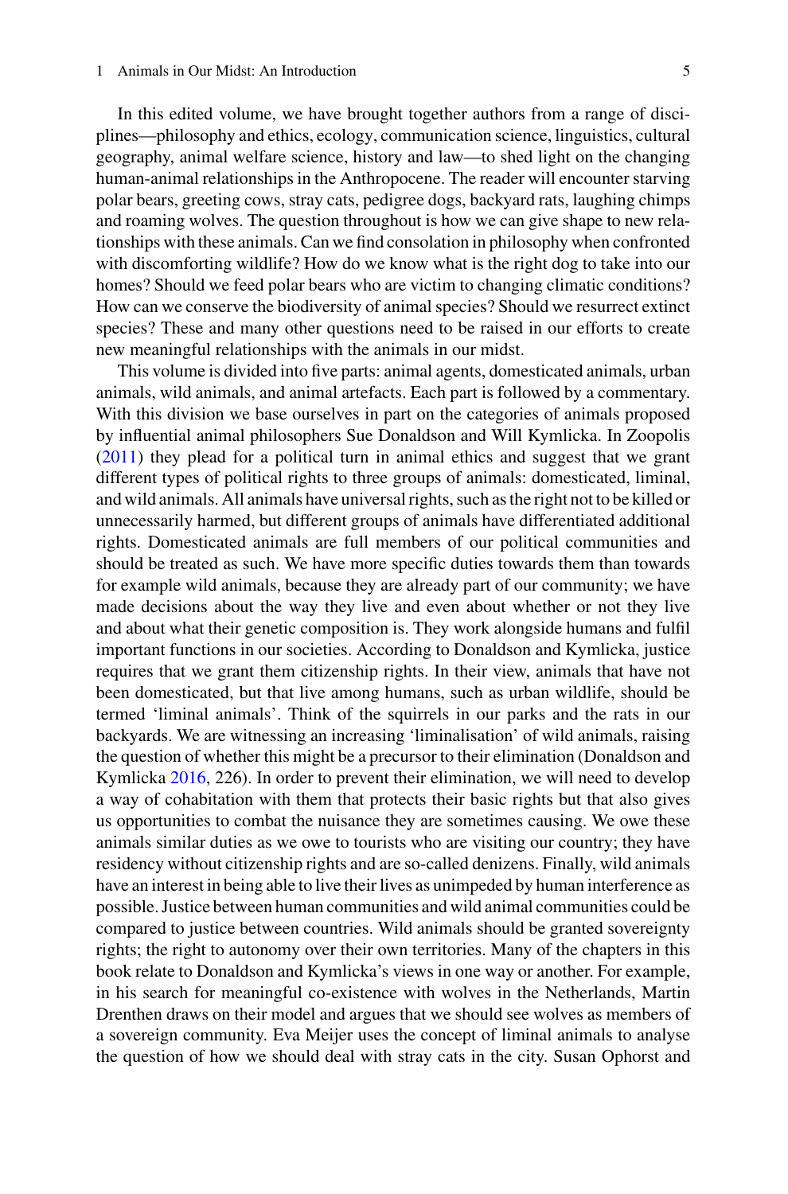In this edited volume, we have brought together authors from a range of disciplines—philosophy and ethics, ecology, communication science, linguistics, cultural geography, animal welfare science, history and law—to shed light on the changing human-animal relationships in the Anthropocene. The reader will encounter starving polar bears, greeting cows, stray cats, pedigree dogs, backyard rats, laughing chimps and roaming wolves. The question throughout is how we can give shape to new relationships with these animals. Can we find consolation in philosophy when confronted with discomforting wildlife? How do we know what is the right dog to take into our homes? Should we feed polar bears who are victim to changing climatic conditions? How can we conserve the biodiversity of animal species? Should we resurrect extinct species? These and many other questions need to be raised in our efforts to create new meaningful relationships with the animals in our midst.

This volume is divided into five parts: animal agents, domesticated animals, urban animals, wild animals, and animal artefacts. Each part is followed by a commentary. With this division we base ourselves in part on the categories of animals proposed by influential animal philosophers Sue Donaldson and Will Kymlicka. In Zoopolis (2011) they plead for a political turn in animal ethics and suggest that we grant different types of political rights to three groups of animals: domesticated, liminal, and wild animals. All animals have universal rights, such as the right not to be killed or unnecessarily harmed, but different groups of animals have differentiated additional rights. Domesticated animals are full members of our political communities and should be treated as such. We have more specific duties towards them than towards for example wild animals, because they are already part of our community; we have made decisions about the way they live and even about whether or not they live and about what their genetic composition is. They work alongside humans and fulfil important functions in our societies. According to Donaldson and Kymlicka, justice requires that we grant them citizenship rights. In their view, animals that have not been domesticated, but that live among humans, such as urban wildlife, should be termed 'liminal animals'. Think of the squirrels in our parks and the rats in our backyards. We are witnessing an increasing 'liminalisation' of wild animals, raising the question of whether this might be a precursor to their elimination (Donaldson and Kymlicka 2016, 226). In order to prevent their elimination, we will need to develop a way of cohabitation with them that protects their basic rights but that also gives us opportunities to combat the nuisance they are sometimes causing. We owe these animals similar duties as we owe to tourists who are visiting our country; they have residency without citizenship rights and are so-called denizens. Finally, wild animals have an interest in being able to live their lives as unimpeded by human interference as possible. Justice between human communities and wild animal communities could be compared to justice between countries. Wild animals should be granted sovereignty rights; the right to autonomy over their own territories. Many of the chapters in this book relate to Donaldson and Kymlicka's views in one way or another. For example, in his search for meaningful co-existence with wolves in the Netherlands, Martin Drenthen draws on their model and argues that we should see wolves as members of a sovereign community. Eva Meijer uses the concept of liminal animals to analyse the question of how we should deal with stray cats in the city. Susan Ophorst and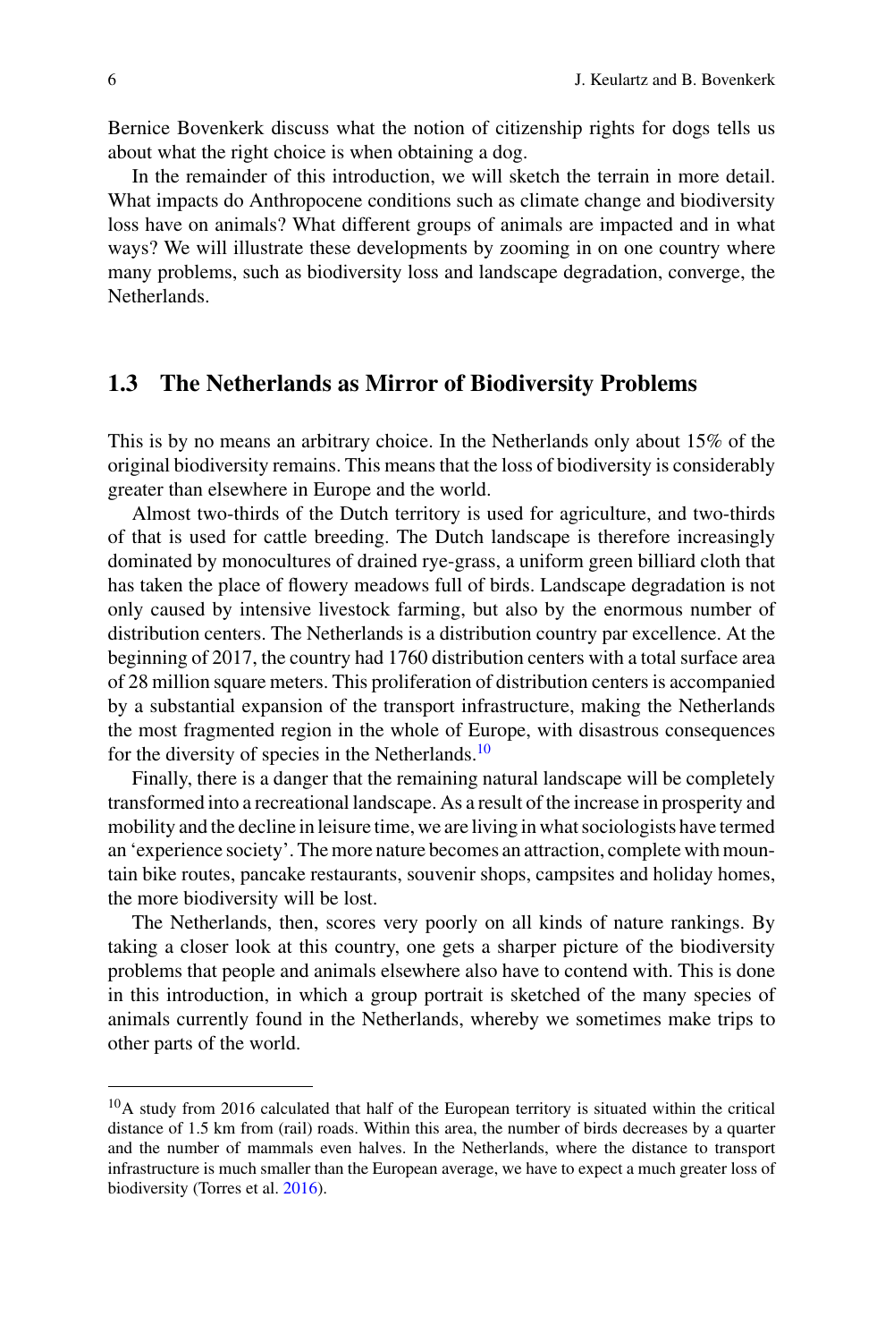Bernice Bovenkerk discuss what the notion of citizenship rights for dogs tells us about what the right choice is when obtaining a dog.

In the remainder of this introduction, we will sketch the terrain in more detail. What impacts do Anthropocene conditions such as climate change and biodiversity loss have on animals? What different groups of animals are impacted and in what ways? We will illustrate these developments by zooming in on one country where many problems, such as biodiversity loss and landscape degradation, converge, the Netherlands.

## 1.3 The Netherlands as Mirror of Biodiversity Problems

This is by no means an arbitrary choice. In the Netherlands only about 15% of the original biodiversity remains. This means that the loss of biodiversity is considerably greater than elsewhere in Europe and the world.

Almost two-thirds of the Dutch territory is used for agriculture, and two-thirds of that is used for cattle breeding. The Dutch landscape is therefore increasingly dominated by monocultures of drained rye-grass, a uniform green billiard cloth that has taken the place of flowery meadows full of birds. Landscape degradation is not only caused by intensive livestock farming, but also by the enormous number of distribution centers. The Netherlands is a distribution country par excellence. At the beginning of 2017, the country had 1760 distribution centers with a total surface area of 28 million square meters. This proliferation of distribution centers is accompanied by a substantial expansion of the transport infrastructure, making the Netherlands the most fragmented region in the whole of Europe, with disastrous consequences for the diversity of species in the Netherlands.[10]

Finally, there is a danger that the remaining natural landscape will be completely transformed into a recreational landscape. As a result of the increase in prosperity and mobility and the decline in leisure time, we are living in what sociologists have termed an 'experience society'. The more nature becomes an attraction, complete with mountain bike routes, pancake restaurants, souvenir shops, campsites and holiday homes, the more biodiversity will be lost.

The Netherlands, then, scores very poorly on all kinds of nature rankings. By taking a closer look at this country, one gets a sharper picture of the biodiversity problems that people and animals elsewhere also have to contend with. This is done in this introduction, in which a group portrait is sketched of the many species of animals currently found in the Netherlands, whereby we sometimes make trips to other parts of the world.

---

[10] A study from 2016 calculated that half of the European territory is situated within the critical distance of 1.5 km from (rail) roads. Within this area, the number of birds decreases by a quarter and the number of mammals even halves. In the Netherlands, where the distance to transport infrastructure is much smaller than the European average, we have to expect a much greater loss of biodiversity (Torres et al. 2016).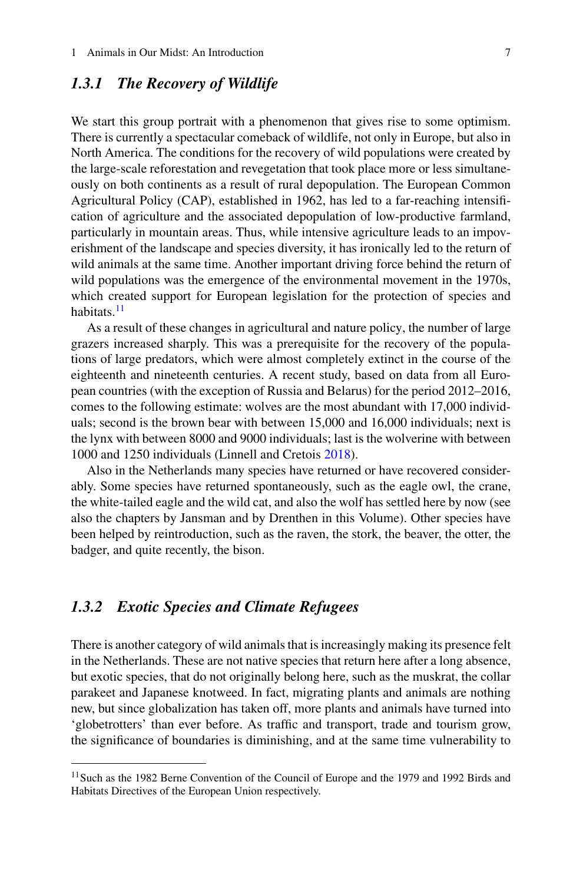### *1.3.1 The Recovery of Wildlife*

We start this group portrait with a phenomenon that gives rise to some optimism. There is currently a spectacular comeback of wildlife, not only in Europe, but also in North America. The conditions for the recovery of wild populations were created by the large-scale reforestation and revegetation that took place more or less simultaneously on both continents as a result of rural depopulation. The European Common Agricultural Policy (CAP), established in 1962, has led to a far-reaching intensification of agriculture and the associated depopulation of low-productive farmland, particularly in mountain areas. Thus, while intensive agriculture leads to an impoverishment of the landscape and species diversity, it has ironically led to the return of wild animals at the same time. Another important driving force behind the return of wild populations was the emergence of the environmental movement in the 1970s, which created support for European legislation for the protection of species and habitats.[11]

As a result of these changes in agricultural and nature policy, the number of large grazers increased sharply. This was a prerequisite for the recovery of the populations of large predators, which were almost completely extinct in the course of the eighteenth and nineteenth centuries. A recent study, based on data from all European countries (with the exception of Russia and Belarus) for the period 2012–2016, comes to the following estimate: wolves are the most abundant with 17,000 individuals; second is the brown bear with between 15,000 and 16,000 individuals; next is the lynx with between 8000 and 9000 individuals; last is the wolverine with between 1000 and 1250 individuals (Linnell and Cretois 2018).

Also in the Netherlands many species have returned or have recovered considerably. Some species have returned spontaneously, such as the eagle owl, the crane, the white-tailed eagle and the wild cat, and also the wolf has settled here by now (see also the chapters by Jansman and by Drenthen in this Volume). Other species have been helped by reintroduction, such as the raven, the stork, the beaver, the otter, the badger, and quite recently, the bison.

### *1.3.2 Exotic Species and Climate Refugees*

There is another category of wild animals that is increasingly making its presence felt in the Netherlands. These are not native species that return here after a long absence, but exotic species, that do not originally belong here, such as the muskrat, the collar parakeet and Japanese knotweed. In fact, migrating plants and animals are nothing new, but since globalization has taken off, more plants and animals have turned into 'globetrotters' than ever before. As traffic and transport, trade and tourism grow, the significance of boundaries is diminishing, and at the same time vulnerability to

---

[11] Such as the 1982 Berne Convention of the Council of Europe and the 1979 and 1992 Birds and Habitats Directives of the European Union respectively.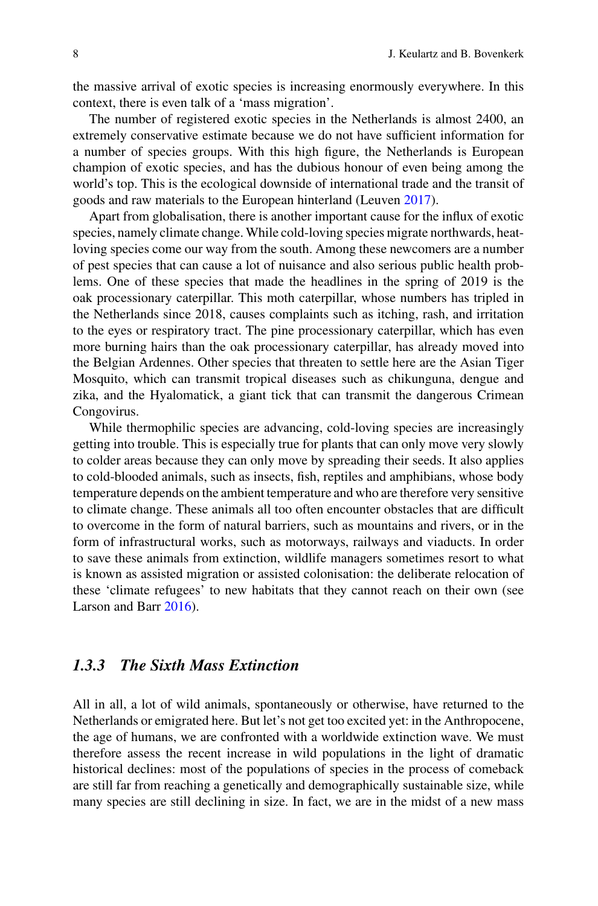the massive arrival of exotic species is increasing enormously everywhere. In this context, there is even talk of a 'mass migration'.

The number of registered exotic species in the Netherlands is almost 2400, an extremely conservative estimate because we do not have sufficient information for a number of species groups. With this high figure, the Netherlands is European champion of exotic species, and has the dubious honour of even being among the world's top. This is the ecological downside of international trade and the transit of goods and raw materials to the European hinterland (Leuven 2017).

Apart from globalisation, there is another important cause for the influx of exotic species, namely climate change. While cold-loving species migrate northwards, heat-loving species come our way from the south. Among these newcomers are a number of pest species that can cause a lot of nuisance and also serious public health problems. One of these species that made the headlines in the spring of 2019 is the oak processionary caterpillar. This moth caterpillar, whose numbers has tripled in the Netherlands since 2018, causes complaints such as itching, rash, and irritation to the eyes or respiratory tract. The pine processionary caterpillar, which has even more burning hairs than the oak processionary caterpillar, has already moved into the Belgian Ardennes. Other species that threaten to settle here are the Asian Tiger Mosquito, which can transmit tropical diseases such as chikunguna, dengue and zika, and the Hyalomatick, a giant tick that can transmit the dangerous Crimean Congovirus.

While thermophilic species are advancing, cold-loving species are increasingly getting into trouble. This is especially true for plants that can only move very slowly to colder areas because they can only move by spreading their seeds. It also applies to cold-blooded animals, such as insects, fish, reptiles and amphibians, whose body temperature depends on the ambient temperature and who are therefore very sensitive to climate change. These animals all too often encounter obstacles that are difficult to overcome in the form of natural barriers, such as mountains and rivers, or in the form of infrastructural works, such as motorways, railways and viaducts. In order to save these animals from extinction, wildlife managers sometimes resort to what is known as assisted migration or assisted colonisation: the deliberate relocation of these 'climate refugees' to new habitats that they cannot reach on their own (see Larson and Barr 2016).

### *1.3.3 The Sixth Mass Extinction*

All in all, a lot of wild animals, spontaneously or otherwise, have returned to the Netherlands or emigrated here. But let's not get too excited yet: in the Anthropocene, the age of humans, we are confronted with a worldwide extinction wave. We must therefore assess the recent increase in wild populations in the light of dramatic historical declines: most of the populations of species in the process of comeback are still far from reaching a genetically and demographically sustainable size, while many species are still declining in size. In fact, we are in the midst of a new mass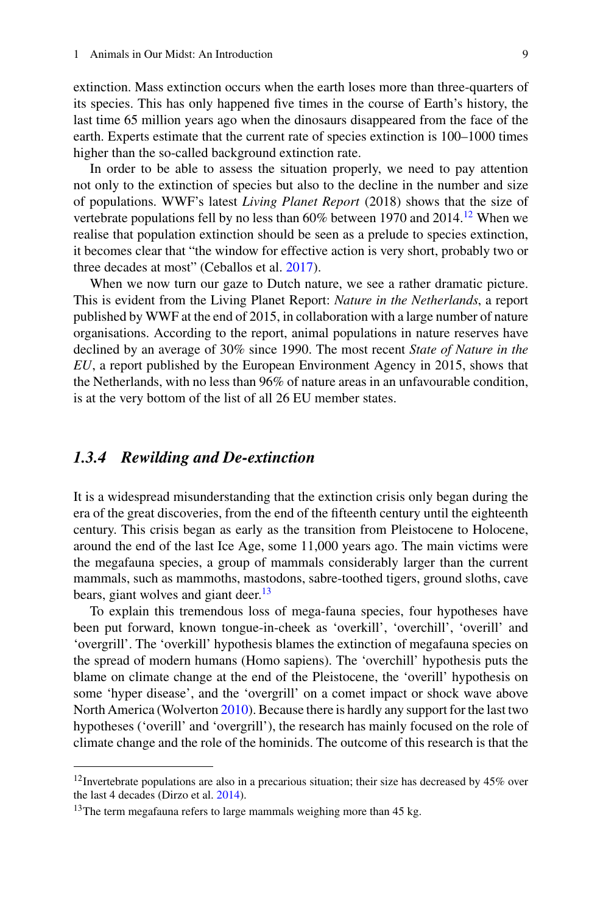extinction. Mass extinction occurs when the earth loses more than three-quarters of its species. This has only happened five times in the course of Earth's history, the last time 65 million years ago when the dinosaurs disappeared from the face of the earth. Experts estimate that the current rate of species extinction is 100–1000 times higher than the so-called background extinction rate.

In order to be able to assess the situation properly, we need to pay attention not only to the extinction of species but also to the decline in the number and size of populations. WWF's latest *Living Planet Report* (2018) shows that the size of vertebrate populations fell by no less than 60% between 1970 and 2014.[12] When we realise that population extinction should be seen as a prelude to species extinction, it becomes clear that "the window for effective action is very short, probably two or three decades at most" (Ceballos et al. 2017).

When we now turn our gaze to Dutch nature, we see a rather dramatic picture. This is evident from the Living Planet Report: *Nature in the Netherlands*, a report published by WWF at the end of 2015, in collaboration with a large number of nature organisations. According to the report, animal populations in nature reserves have declined by an average of 30% since 1990. The most recent *State of Nature in the EU*, a report published by the European Environment Agency in 2015, shows that the Netherlands, with no less than 96% of nature areas in an unfavourable condition, is at the very bottom of the list of all 26 EU member states.

### *1.3.4 Rewilding and De-extinction*

It is a widespread misunderstanding that the extinction crisis only began during the era of the great discoveries, from the end of the fifteenth century until the eighteenth century. This crisis began as early as the transition from Pleistocene to Holocene, around the end of the last Ice Age, some 11,000 years ago. The main victims were the megafauna species, a group of mammals considerably larger than the current mammals, such as mammoths, mastodons, sabre-toothed tigers, ground sloths, cave bears, giant wolves and giant deer.[13]

To explain this tremendous loss of mega-fauna species, four hypotheses have been put forward, known tongue-in-cheek as 'overkill', 'overchill', 'overill' and 'overgrill'. The 'overkill' hypothesis blames the extinction of megafauna species on the spread of modern humans (Homo sapiens). The 'overchill' hypothesis puts the blame on climate change at the end of the Pleistocene, the 'overill' hypothesis on some 'hyper disease', and the 'overgrill' on a comet impact or shock wave above North America (Wolverton 2010). Because there is hardly any support for the last two hypotheses ('overill' and 'overgrill'), the research has mainly focused on the role of climate change and the role of the hominids. The outcome of this research is that the

---

[12] Invertebrate populations are also in a precarious situation; their size has decreased by 45% over the last 4 decades (Dirzo et al. 2014).

[13] The term megafauna refers to large mammals weighing more than 45 kg.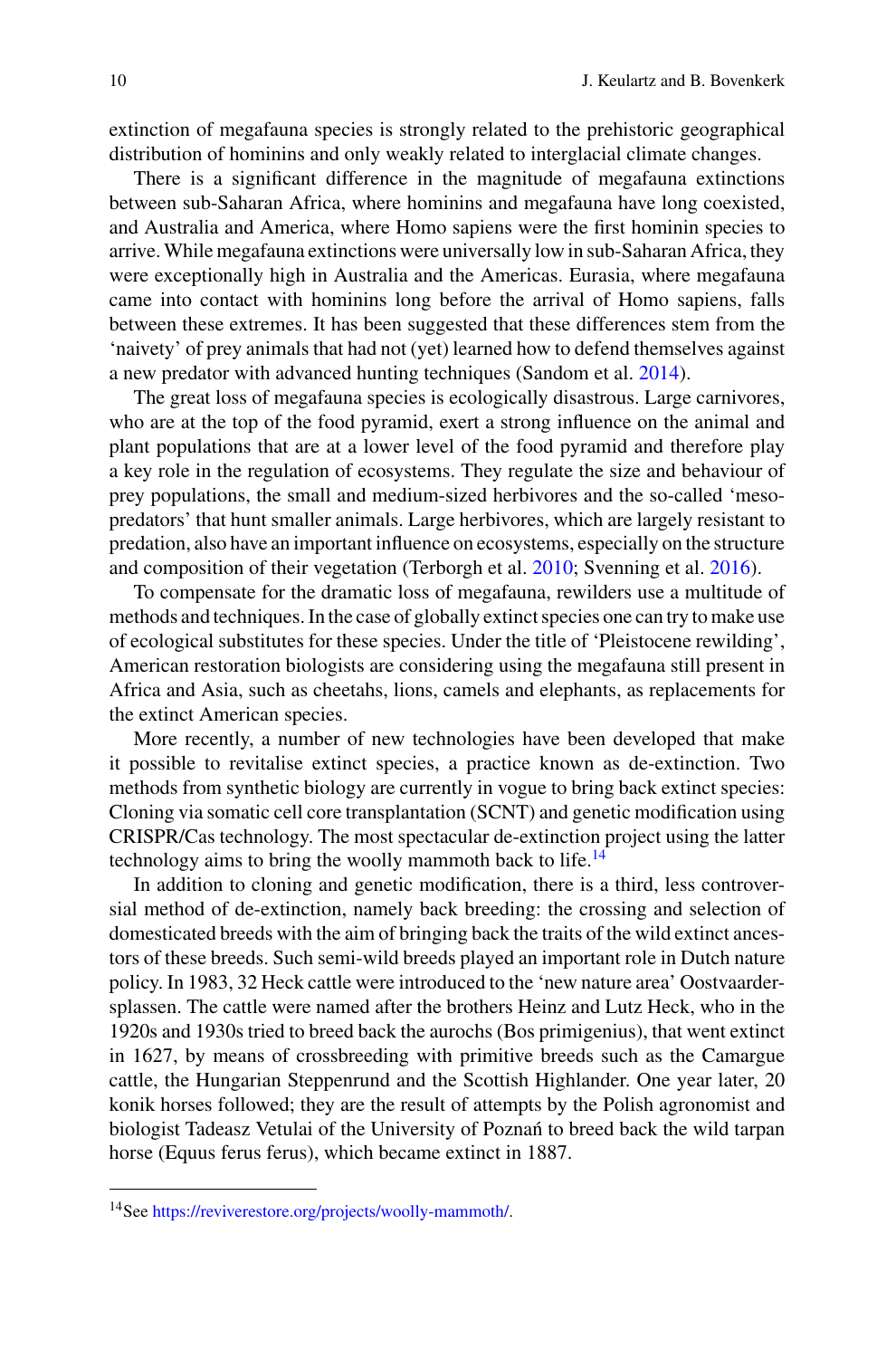extinction of megafauna species is strongly related to the prehistoric geographical distribution of hominins and only weakly related to interglacial climate changes.

There is a significant difference in the magnitude of megafauna extinctions between sub-Saharan Africa, where hominins and megafauna have long coexisted, and Australia and America, where Homo sapiens were the first hominin species to arrive. While megafauna extinctions were universally low in sub-Saharan Africa, they were exceptionally high in Australia and the Americas. Eurasia, where megafauna came into contact with hominins long before the arrival of Homo sapiens, falls between these extremes. It has been suggested that these differences stem from the 'naivety' of prey animals that had not (yet) learned how to defend themselves against a new predator with advanced hunting techniques (Sandom et al. 2014).

The great loss of megafauna species is ecologically disastrous. Large carnivores, who are at the top of the food pyramid, exert a strong influence on the animal and plant populations that are at a lower level of the food pyramid and therefore play a key role in the regulation of ecosystems. They regulate the size and behaviour of prey populations, the small and medium-sized herbivores and the so-called 'meso-predators' that hunt smaller animals. Large herbivores, which are largely resistant to predation, also have an important influence on ecosystems, especially on the structure and composition of their vegetation (Terborgh et al. 2010; Svenning et al. 2016).

To compensate for the dramatic loss of megafauna, rewilders use a multitude of methods and techniques. In the case of globally extinct species one can try to make use of ecological substitutes for these species. Under the title of 'Pleistocene rewilding', American restoration biologists are considering using the megafauna still present in Africa and Asia, such as cheetahs, lions, camels and elephants, as replacements for the extinct American species.

More recently, a number of new technologies have been developed that make it possible to revitalise extinct species, a practice known as de-extinction. Two methods from synthetic biology are currently in vogue to bring back extinct species: Cloning via somatic cell core transplantation (SCNT) and genetic modification using CRISPR/Cas technology. The most spectacular de-extinction project using the latter technology aims to bring the woolly mammoth back to life.[14]

In addition to cloning and genetic modification, there is a third, less controversial method of de-extinction, namely back breeding: the crossing and selection of domesticated breeds with the aim of bringing back the traits of the wild extinct ancestors of these breeds. Such semi-wild breeds played an important role in Dutch nature policy. In 1983, 32 Heck cattle were introduced to the 'new nature area' Oostvaardersplassen. The cattle were named after the brothers Heinz and Lutz Heck, who in the 1920s and 1930s tried to breed back the aurochs (Bos primigenius), that went extinct in 1627, by means of crossbreeding with primitive breeds such as the Camargue cattle, the Hungarian Steppenrund and the Scottish Highlander. One year later, 20 konik horses followed; they are the result of attempts by the Polish agronomist and biologist Tadeasz Vetulai of the University of Poznań to breed back the wild tarpan horse (Equus ferus ferus), which became extinct in 1887.

[14] See https://reviverestore.org/projects/woolly-mammoth/.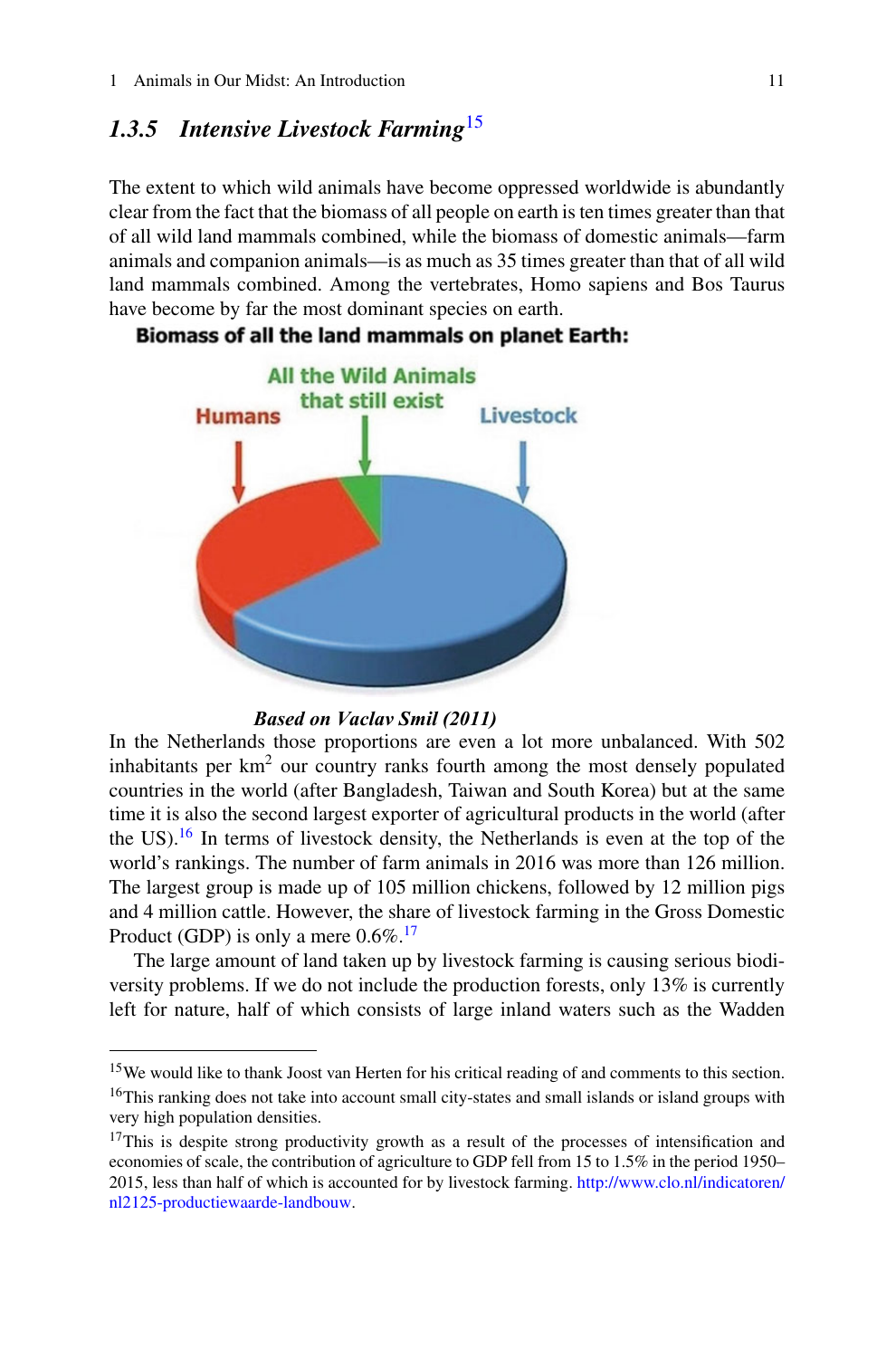### 1.3.5 *Intensive Livestock Farming*[15]

The extent to which wild animals have become oppressed worldwide is abundantly clear from the fact that the biomass of all people on earth is ten times greater than that of all wild land mammals combined, while the biomass of domestic animals—farm animals and companion animals—is as much as 35 times greater than that of all wild land mammals combined. Among the vertebrates, Homo sapiens and Bos Taurus have become by far the most dominant species on earth.

**Biomass of all the land mammals on planet Earth:**

Humans — All the Wild Animals that still exist — Livestock

***Based on Vaclav Smil (2011)***

In the Netherlands those proportions are even a lot more unbalanced. With 502 inhabitants per km$^2$ our country ranks fourth among the most densely populated countries in the world (after Bangladesh, Taiwan and South Korea) but at the same time it is also the second largest exporter of agricultural products in the world (after the US).[16] In terms of livestock density, the Netherlands is even at the top of the world's rankings. The number of farm animals in 2016 was more than 126 million. The largest group is made up of 105 million chickens, followed by 12 million pigs and 4 million cattle. However, the share of livestock farming in the Gross Domestic Product (GDP) is only a mere 0.6%.[17]

The large amount of land taken up by livestock farming is causing serious biodiversity problems. If we do not include the production forests, only 13% is currently left for nature, half of which consists of large inland waters such as the Wadden

---

[15] We would like to thank Joost van Herten for his critical reading of and comments to this section.

[16] This ranking does not take into account small city-states and small islands or island groups with very high population densities.

[17] This is despite strong productivity growth as a result of the processes of intensification and economies of scale, the contribution of agriculture to GDP fell from 15 to 1.5% in the period 1950–2015, less than half of which is accounted for by livestock farming. http://www.clo.nl/indicatoren/nl2125-productiewaarde-landbouw.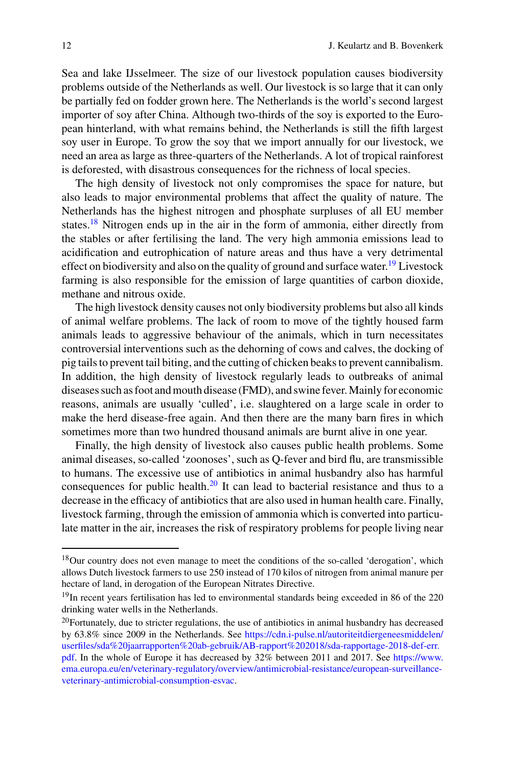Sea and lake IJsselmeer. The size of our livestock population causes biodiversity problems outside of the Netherlands as well. Our livestock is so large that it can only be partially fed on fodder grown here. The Netherlands is the world's second largest importer of soy after China. Although two-thirds of the soy is exported to the European hinterland, with what remains behind, the Netherlands is still the fifth largest soy user in Europe. To grow the soy that we import annually for our livestock, we need an area as large as three-quarters of the Netherlands. A lot of tropical rainforest is deforested, with disastrous consequences for the richness of local species.

The high density of livestock not only compromises the space for nature, but also leads to major environmental problems that affect the quality of nature. The Netherlands has the highest nitrogen and phosphate surpluses of all EU member states.[18] Nitrogen ends up in the air in the form of ammonia, either directly from the stables or after fertilising the land. The very high ammonia emissions lead to acidification and eutrophication of nature areas and thus have a very detrimental effect on biodiversity and also on the quality of ground and surface water.[19] Livestock farming is also responsible for the emission of large quantities of carbon dioxide, methane and nitrous oxide.

The high livestock density causes not only biodiversity problems but also all kinds of animal welfare problems. The lack of room to move of the tightly housed farm animals leads to aggressive behaviour of the animals, which in turn necessitates controversial interventions such as the dehorning of cows and calves, the docking of pig tails to prevent tail biting, and the cutting of chicken beaks to prevent cannibalism. In addition, the high density of livestock regularly leads to outbreaks of animal diseases such as foot and mouth disease (FMD), and swine fever. Mainly for economic reasons, animals are usually 'culled', i.e. slaughtered on a large scale in order to make the herd disease-free again. And then there are the many barn fires in which sometimes more than two hundred thousand animals are burnt alive in one year.

Finally, the high density of livestock also causes public health problems. Some animal diseases, so-called 'zoonoses', such as Q-fever and bird flu, are transmissible to humans. The excessive use of antibiotics in animal husbandry also has harmful consequences for public health.[20] It can lead to bacterial resistance and thus to a decrease in the efficacy of antibiotics that are also used in human health care. Finally, livestock farming, through the emission of ammonia which is converted into particulate matter in the air, increases the risk of respiratory problems for people living near

---

[18] Our country does not even manage to meet the conditions of the so-called 'derogation', which allows Dutch livestock farmers to use 250 instead of 170 kilos of nitrogen from animal manure per hectare of land, in derogation of the European Nitrates Directive.

[19] In recent years fertilisation has led to environmental standards being exceeded in 86 of the 220 drinking water wells in the Netherlands.

[20] Fortunately, due to stricter regulations, the use of antibiotics in animal husbandry has decreased by 63.8% since 2009 in the Netherlands. See https://cdn.i-pulse.nl/autoriteitdiergeneesmiddelen/userfiles/sda%20jaarrapporten%20ab-gebruik/AB-rapport%202018/sda-rapportage-2018-def-err.pdf. In the whole of Europe it has decreased by 32% between 2011 and 2017. See https://www.ema.europa.eu/en/veterinary-regulatory/overview/antimicrobial-resistance/european-surveillance-veterinary-antimicrobial-consumption-esvac.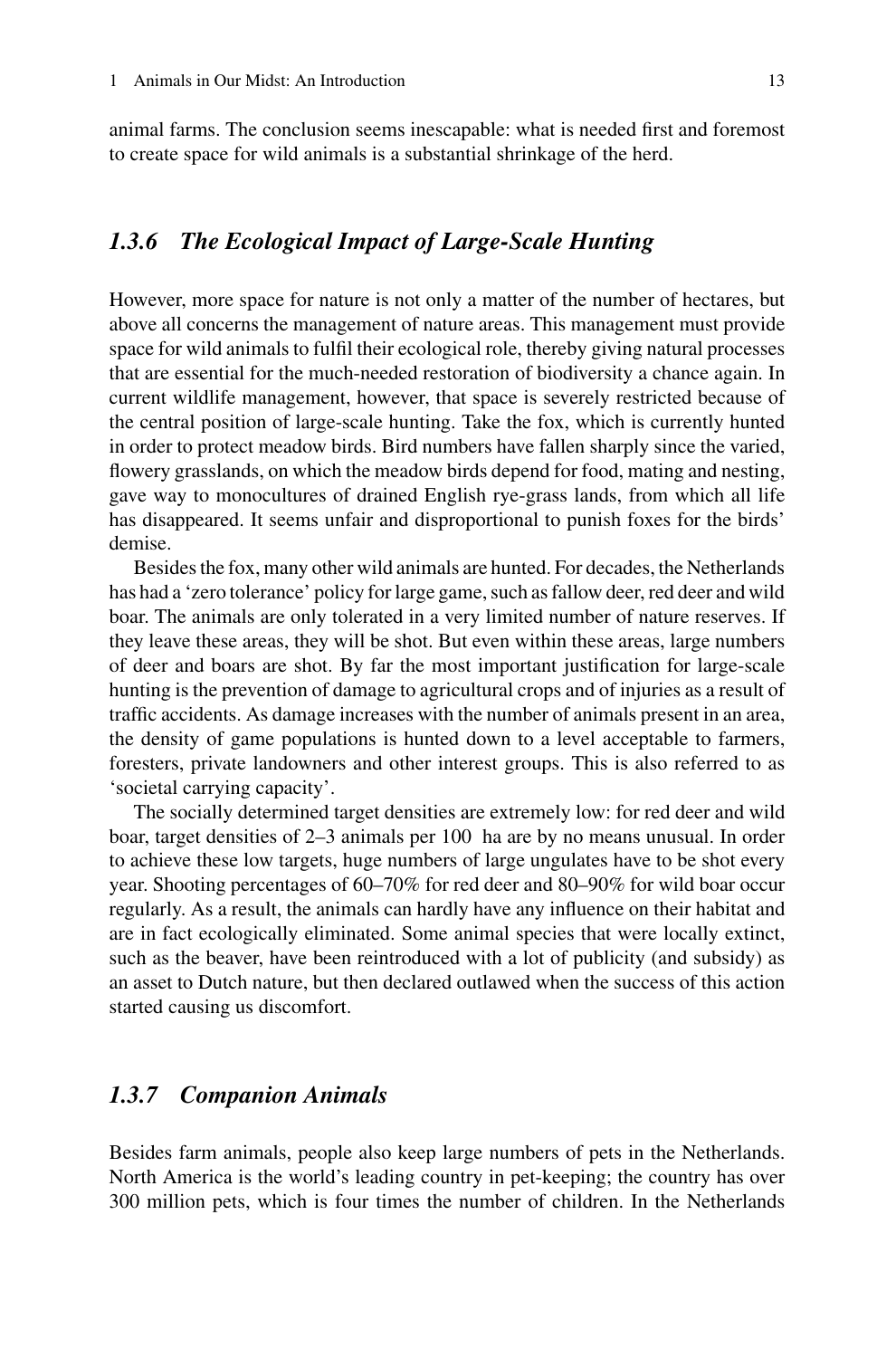animal farms. The conclusion seems inescapable: what is needed first and foremost to create space for wild animals is a substantial shrinkage of the herd.

### *1.3.6 The Ecological Impact of Large-Scale Hunting*

However, more space for nature is not only a matter of the number of hectares, but above all concerns the management of nature areas. This management must provide space for wild animals to fulfil their ecological role, thereby giving natural processes that are essential for the much-needed restoration of biodiversity a chance again. In current wildlife management, however, that space is severely restricted because of the central position of large-scale hunting. Take the fox, which is currently hunted in order to protect meadow birds. Bird numbers have fallen sharply since the varied, flowery grasslands, on which the meadow birds depend for food, mating and nesting, gave way to monocultures of drained English rye-grass lands, from which all life has disappeared. It seems unfair and disproportional to punish foxes for the birds' demise.

Besides the fox, many other wild animals are hunted. For decades, the Netherlands has had a 'zero tolerance' policy for large game, such as fallow deer, red deer and wild boar. The animals are only tolerated in a very limited number of nature reserves. If they leave these areas, they will be shot. But even within these areas, large numbers of deer and boars are shot. By far the most important justification for large-scale hunting is the prevention of damage to agricultural crops and of injuries as a result of traffic accidents. As damage increases with the number of animals present in an area, the density of game populations is hunted down to a level acceptable to farmers, foresters, private landowners and other interest groups. This is also referred to as 'societal carrying capacity'.

The socially determined target densities are extremely low: for red deer and wild boar, target densities of 2–3 animals per 100 ha are by no means unusual. In order to achieve these low targets, huge numbers of large ungulates have to be shot every year. Shooting percentages of 60–70% for red deer and 80–90% for wild boar occur regularly. As a result, the animals can hardly have any influence on their habitat and are in fact ecologically eliminated. Some animal species that were locally extinct, such as the beaver, have been reintroduced with a lot of publicity (and subsidy) as an asset to Dutch nature, but then declared outlawed when the success of this action started causing us discomfort.

### *1.3.7 Companion Animals*

Besides farm animals, people also keep large numbers of pets in the Netherlands. North America is the world's leading country in pet-keeping; the country has over 300 million pets, which is four times the number of children. In the Netherlands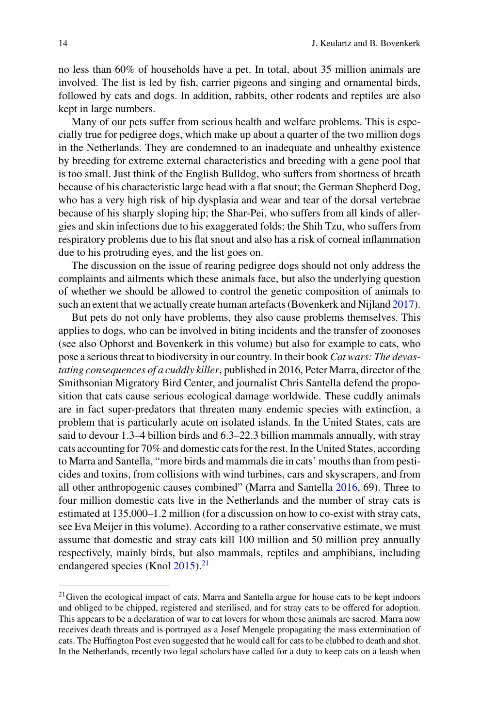no less than 60% of households have a pet. In total, about 35 million animals are involved. The list is led by fish, carrier pigeons and singing and ornamental birds, followed by cats and dogs. In addition, rabbits, other rodents and reptiles are also kept in large numbers.

Many of our pets suffer from serious health and welfare problems. This is especially true for pedigree dogs, which make up about a quarter of the two million dogs in the Netherlands. They are condemned to an inadequate and unhealthy existence by breeding for extreme external characteristics and breeding with a gene pool that is too small. Just think of the English Bulldog, who suffers from shortness of breath because of his characteristic large head with a flat snout; the German Shepherd Dog, who has a very high risk of hip dysplasia and wear and tear of the dorsal vertebrae because of his sharply sloping hip; the Shar-Pei, who suffers from all kinds of allergies and skin infections due to his exaggerated folds; the Shih Tzu, who suffers from respiratory problems due to his flat snout and also has a risk of corneal inflammation due to his protruding eyes, and the list goes on.

The discussion on the issue of rearing pedigree dogs should not only address the complaints and ailments which these animals face, but also the underlying question of whether we should be allowed to control the genetic composition of animals to such an extent that we actually create human artefacts (Bovenkerk and Nijland 2017).

But pets do not only have problems, they also cause problems themselves. This applies to dogs, who can be involved in biting incidents and the transfer of zoonoses (see also Ophorst and Bovenkerk in this volume) but also for example to cats, who pose a serious threat to biodiversity in our country. In their book *Cat wars: The devastating consequences of a cuddly killer*, published in 2016, Peter Marra, director of the Smithsonian Migratory Bird Center, and journalist Chris Santella defend the proposition that cats cause serious ecological damage worldwide. These cuddly animals are in fact super-predators that threaten many endemic species with extinction, a problem that is particularly acute on isolated islands. In the United States, cats are said to devour 1.3–4 billion birds and 6.3–22.3 billion mammals annually, with stray cats accounting for 70% and domestic cats for the rest. In the United States, according to Marra and Santella, "more birds and mammals die in cats' mouths than from pesticides and toxins, from collisions with wind turbines, cars and skyscrapers, and from all other anthropogenic causes combined" (Marra and Santella 2016, 69). Three to four million domestic cats live in the Netherlands and the number of stray cats is estimated at 135,000–1.2 million (for a discussion on how to co-exist with stray cats, see Eva Meijer in this volume). According to a rather conservative estimate, we must assume that domestic and stray cats kill 100 million and 50 million prey annually respectively, mainly birds, but also mammals, reptiles and amphibians, including endangered species (Knol 2015).[21]

---

[21] Given the ecological impact of cats, Marra and Santella argue for house cats to be kept indoors and obliged to be chipped, registered and sterilised, and for stray cats to be offered for adoption. This appears to be a declaration of war to cat lovers for whom these animals are sacred. Marra now receives death threats and is portrayed as a Josef Mengele propagating the mass extermination of cats. The Huffington Post even suggested that he would call for cats to be clubbed to death and shot. In the Netherlands, recently two legal scholars have called for a duty to keep cats on a leash when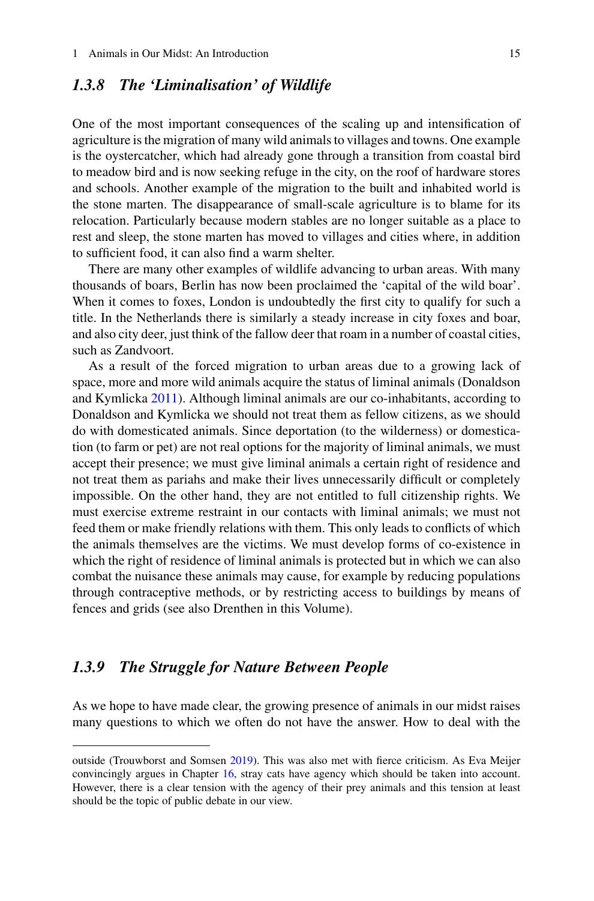### *1.3.8 The 'Liminalisation' of Wildlife*

One of the most important consequences of the scaling up and intensification of agriculture is the migration of many wild animals to villages and towns. One example is the oystercatcher, which had already gone through a transition from coastal bird to meadow bird and is now seeking refuge in the city, on the roof of hardware stores and schools. Another example of the migration to the built and inhabited world is the stone marten. The disappearance of small-scale agriculture is to blame for its relocation. Particularly because modern stables are no longer suitable as a place to rest and sleep, the stone marten has moved to villages and cities where, in addition to sufficient food, it can also find a warm shelter.

There are many other examples of wildlife advancing to urban areas. With many thousands of boars, Berlin has now been proclaimed the 'capital of the wild boar'. When it comes to foxes, London is undoubtedly the first city to qualify for such a title. In the Netherlands there is similarly a steady increase in city foxes and boar, and also city deer, just think of the fallow deer that roam in a number of coastal cities, such as Zandvoort.

As a result of the forced migration to urban areas due to a growing lack of space, more and more wild animals acquire the status of liminal animals (Donaldson and Kymlicka 2011). Although liminal animals are our co-inhabitants, according to Donaldson and Kymlicka we should not treat them as fellow citizens, as we should do with domesticated animals. Since deportation (to the wilderness) or domestication (to farm or pet) are not real options for the majority of liminal animals, we must accept their presence; we must give liminal animals a certain right of residence and not treat them as pariahs and make their lives unnecessarily difficult or completely impossible. On the other hand, they are not entitled to full citizenship rights. We must exercise extreme restraint in our contacts with liminal animals; we must not feed them or make friendly relations with them. This only leads to conflicts of which the animals themselves are the victims. We must develop forms of co-existence in which the right of residence of liminal animals is protected but in which we can also combat the nuisance these animals may cause, for example by reducing populations through contraceptive methods, or by restricting access to buildings by means of fences and grids (see also Drenthen in this Volume).

### *1.3.9 The Struggle for Nature Between People*

As we hope to have made clear, the growing presence of animals in our midst raises many questions to which we often do not have the answer. How to deal with the

---

outside (Trouwborst and Somsen 2019). This was also met with fierce criticism. As Eva Meijer convincingly argues in Chapter 16, stray cats have agency which should be taken into account. However, there is a clear tension with the agency of their prey animals and this tension at least should be the topic of public debate in our view.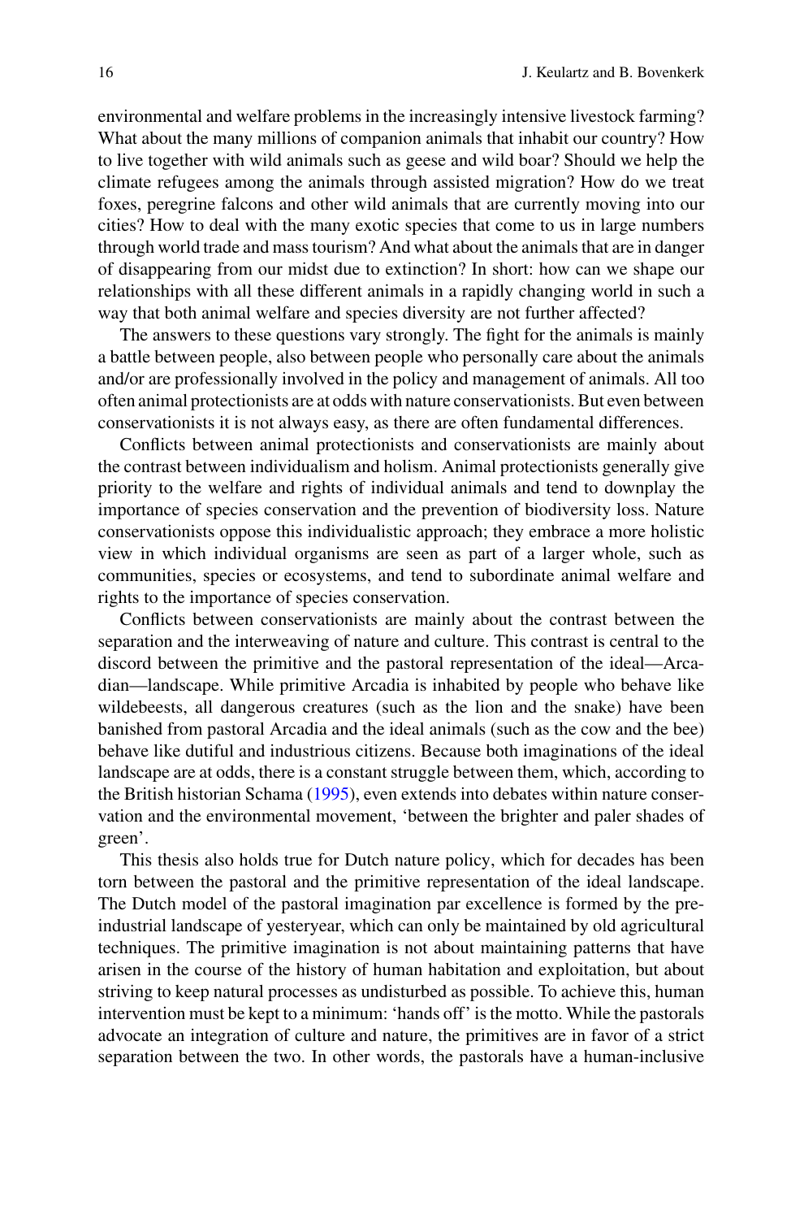environmental and welfare problems in the increasingly intensive livestock farming? What about the many millions of companion animals that inhabit our country? How to live together with wild animals such as geese and wild boar? Should we help the climate refugees among the animals through assisted migration? How do we treat foxes, peregrine falcons and other wild animals that are currently moving into our cities? How to deal with the many exotic species that come to us in large numbers through world trade and mass tourism? And what about the animals that are in danger of disappearing from our midst due to extinction? In short: how can we shape our relationships with all these different animals in a rapidly changing world in such a way that both animal welfare and species diversity are not further affected?

The answers to these questions vary strongly. The fight for the animals is mainly a battle between people, also between people who personally care about the animals and/or are professionally involved in the policy and management of animals. All too often animal protectionists are at odds with nature conservationists. But even between conservationists it is not always easy, as there are often fundamental differences.

Conflicts between animal protectionists and conservationists are mainly about the contrast between individualism and holism. Animal protectionists generally give priority to the welfare and rights of individual animals and tend to downplay the importance of species conservation and the prevention of biodiversity loss. Nature conservationists oppose this individualistic approach; they embrace a more holistic view in which individual organisms are seen as part of a larger whole, such as communities, species or ecosystems, and tend to subordinate animal welfare and rights to the importance of species conservation.

Conflicts between conservationists are mainly about the contrast between the separation and the interweaving of nature and culture. This contrast is central to the discord between the primitive and the pastoral representation of the ideal—Arcadian—landscape. While primitive Arcadia is inhabited by people who behave like wildebeests, all dangerous creatures (such as the lion and the snake) have been banished from pastoral Arcadia and the ideal animals (such as the cow and the bee) behave like dutiful and industrious citizens. Because both imaginations of the ideal landscape are at odds, there is a constant struggle between them, which, according to the British historian Schama (1995), even extends into debates within nature conservation and the environmental movement, 'between the brighter and paler shades of green'.

This thesis also holds true for Dutch nature policy, which for decades has been torn between the pastoral and the primitive representation of the ideal landscape. The Dutch model of the pastoral imagination par excellence is formed by the pre-industrial landscape of yesteryear, which can only be maintained by old agricultural techniques. The primitive imagination is not about maintaining patterns that have arisen in the course of the history of human habitation and exploitation, but about striving to keep natural processes as undisturbed as possible. To achieve this, human intervention must be kept to a minimum: 'hands off' is the motto. While the pastorals advocate an integration of culture and nature, the primitives are in favor of a strict separation between the two. In other words, the pastorals have a human-inclusive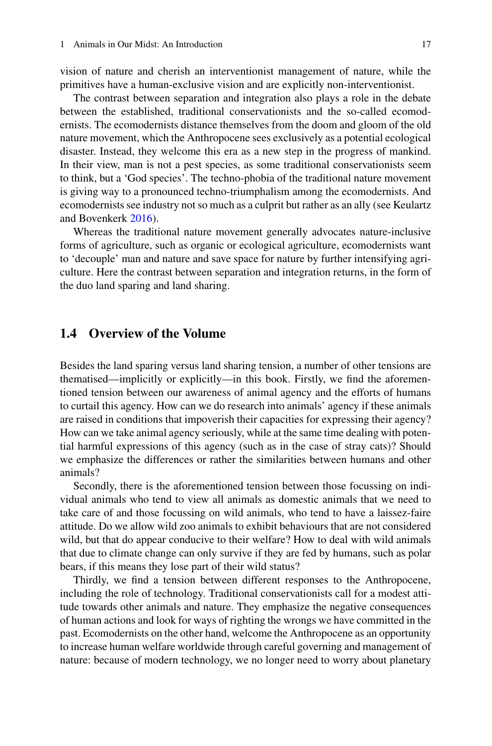vision of nature and cherish an interventionist management of nature, while the primitives have a human-exclusive vision and are explicitly non-interventionist.

The contrast between separation and integration also plays a role in the debate between the established, traditional conservationists and the so-called ecomodernists. The ecomodernists distance themselves from the doom and gloom of the old nature movement, which the Anthropocene sees exclusively as a potential ecological disaster. Instead, they welcome this era as a new step in the progress of mankind. In their view, man is not a pest species, as some traditional conservationists seem to think, but a 'God species'. The techno-phobia of the traditional nature movement is giving way to a pronounced techno-triumphalism among the ecomodernists. And ecomodernists see industry not so much as a culprit but rather as an ally (see Keulartz and Bovenkerk 2016).

Whereas the traditional nature movement generally advocates nature-inclusive forms of agriculture, such as organic or ecological agriculture, ecomodernists want to 'decouple' man and nature and save space for nature by further intensifying agriculture. Here the contrast between separation and integration returns, in the form of the duo land sparing and land sharing.

## 1.4 Overview of the Volume

Besides the land sparing versus land sharing tension, a number of other tensions are thematised—implicitly or explicitly—in this book. Firstly, we find the aforementioned tension between our awareness of animal agency and the efforts of humans to curtail this agency. How can we do research into animals' agency if these animals are raised in conditions that impoverish their capacities for expressing their agency? How can we take animal agency seriously, while at the same time dealing with potential harmful expressions of this agency (such as in the case of stray cats)? Should we emphasize the differences or rather the similarities between humans and other animals?

Secondly, there is the aforementioned tension between those focussing on individual animals who tend to view all animals as domestic animals that we need to take care of and those focussing on wild animals, who tend to have a laissez-faire attitude. Do we allow wild zoo animals to exhibit behaviours that are not considered wild, but that do appear conducive to their welfare? How to deal with wild animals that due to climate change can only survive if they are fed by humans, such as polar bears, if this means they lose part of their wild status?

Thirdly, we find a tension between different responses to the Anthropocene, including the role of technology. Traditional conservationists call for a modest attitude towards other animals and nature. They emphasize the negative consequences of human actions and look for ways of righting the wrongs we have committed in the past. Ecomodernists on the other hand, welcome the Anthropocene as an opportunity to increase human welfare worldwide through careful governing and management of nature: because of modern technology, we no longer need to worry about planetary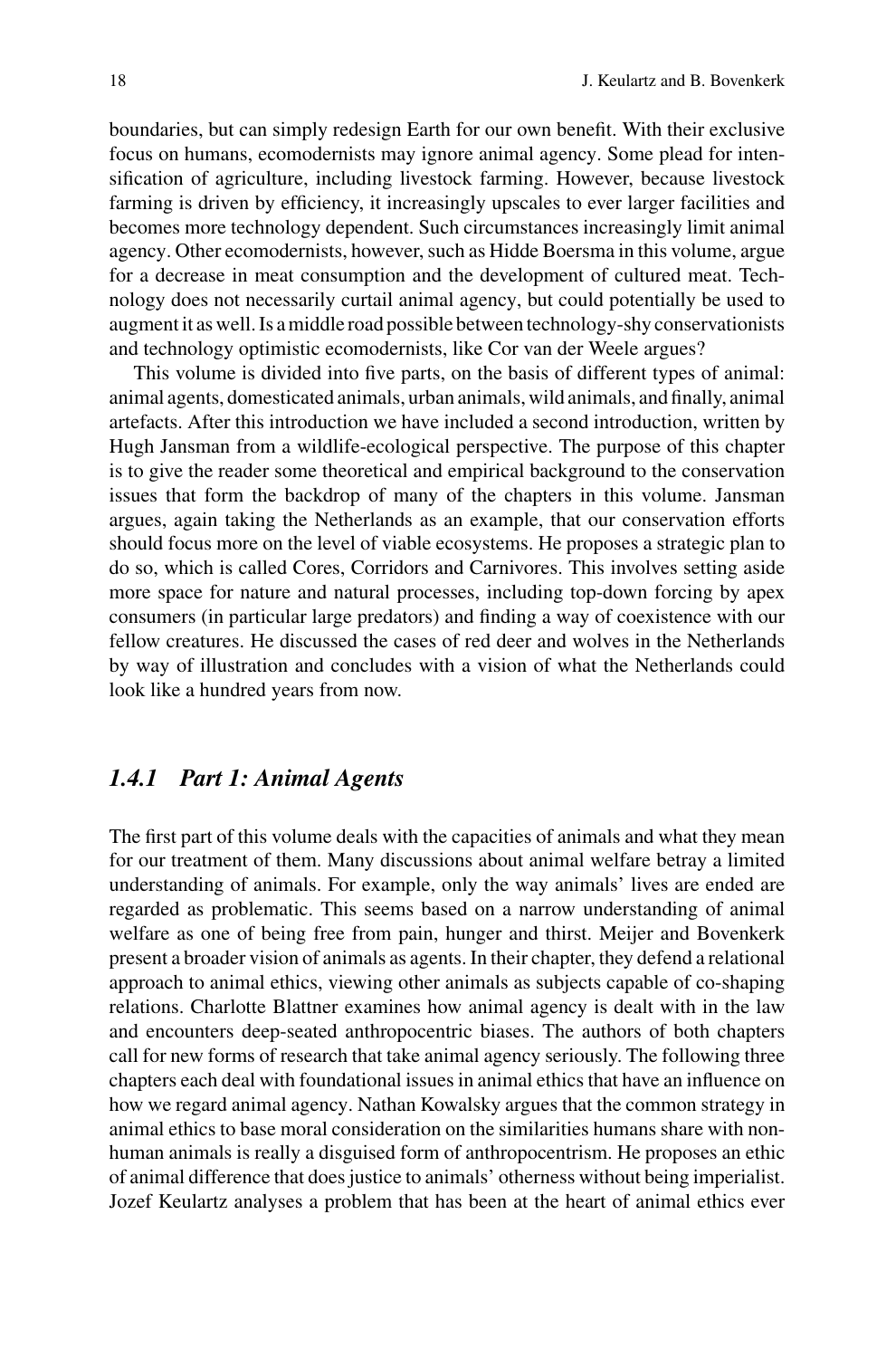boundaries, but can simply redesign Earth for our own benefit. With their exclusive focus on humans, ecomodernists may ignore animal agency. Some plead for intensification of agriculture, including livestock farming. However, because livestock farming is driven by efficiency, it increasingly upscales to ever larger facilities and becomes more technology dependent. Such circumstances increasingly limit animal agency. Other ecomodernists, however, such as Hidde Boersma in this volume, argue for a decrease in meat consumption and the development of cultured meat. Technology does not necessarily curtail animal agency, but could potentially be used to augment it as well. Is a middle road possible between technology-shy conservationists and technology optimistic ecomodernists, like Cor van der Weele argues?

This volume is divided into five parts, on the basis of different types of animal: animal agents, domesticated animals, urban animals, wild animals, and finally, animal artefacts. After this introduction we have included a second introduction, written by Hugh Jansman from a wildlife-ecological perspective. The purpose of this chapter is to give the reader some theoretical and empirical background to the conservation issues that form the backdrop of many of the chapters in this volume. Jansman argues, again taking the Netherlands as an example, that our conservation efforts should focus more on the level of viable ecosystems. He proposes a strategic plan to do so, which is called Cores, Corridors and Carnivores. This involves setting aside more space for nature and natural processes, including top-down forcing by apex consumers (in particular large predators) and finding a way of coexistence with our fellow creatures. He discussed the cases of red deer and wolves in the Netherlands by way of illustration and concludes with a vision of what the Netherlands could look like a hundred years from now.

### *1.4.1 Part 1: Animal Agents*

The first part of this volume deals with the capacities of animals and what they mean for our treatment of them. Many discussions about animal welfare betray a limited understanding of animals. For example, only the way animals' lives are ended are regarded as problematic. This seems based on a narrow understanding of animal welfare as one of being free from pain, hunger and thirst. Meijer and Bovenkerk present a broader vision of animals as agents. In their chapter, they defend a relational approach to animal ethics, viewing other animals as subjects capable of co-shaping relations. Charlotte Blattner examines how animal agency is dealt with in the law and encounters deep-seated anthropocentric biases. The authors of both chapters call for new forms of research that take animal agency seriously. The following three chapters each deal with foundational issues in animal ethics that have an influence on how we regard animal agency. Nathan Kowalsky argues that the common strategy in animal ethics to base moral consideration on the similarities humans share with non-human animals is really a disguised form of anthropocentrism. He proposes an ethic of animal difference that does justice to animals' otherness without being imperialist. Jozef Keulartz analyses a problem that has been at the heart of animal ethics ever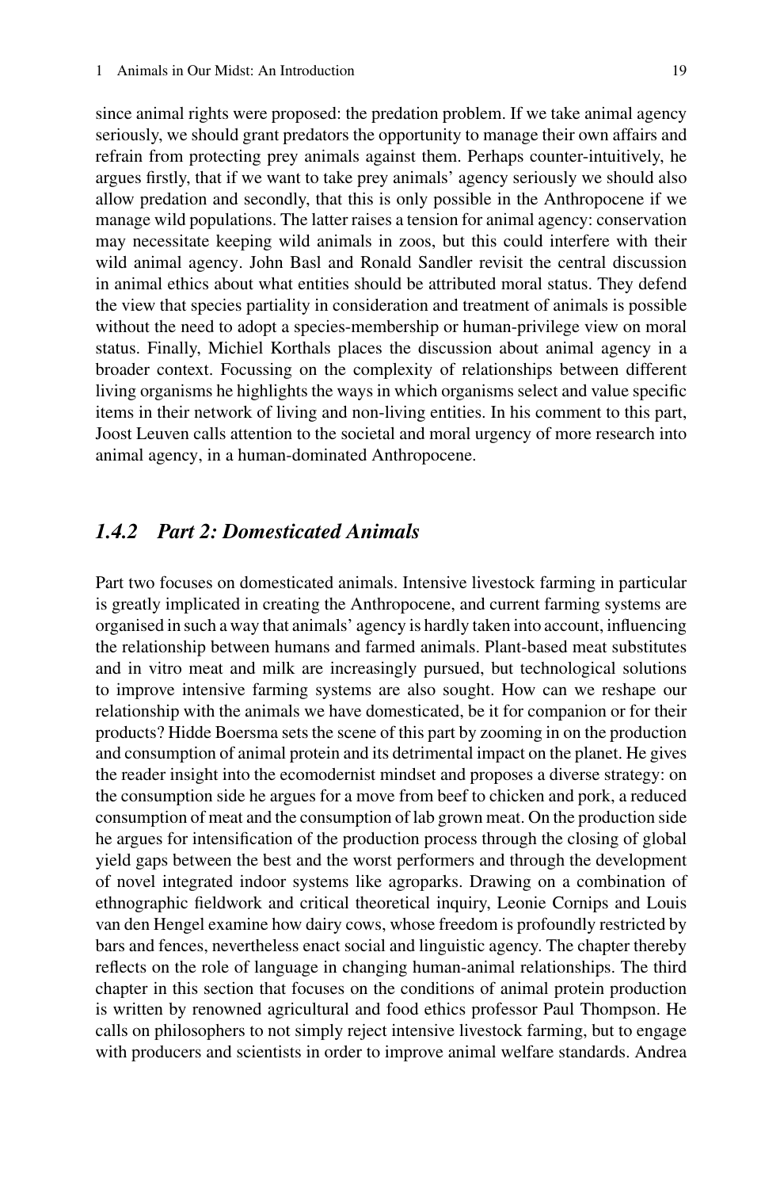since animal rights were proposed: the predation problem. If we take animal agency seriously, we should grant predators the opportunity to manage their own affairs and refrain from protecting prey animals against them. Perhaps counter-intuitively, he argues firstly, that if we want to take prey animals' agency seriously we should also allow predation and secondly, that this is only possible in the Anthropocene if we manage wild populations. The latter raises a tension for animal agency: conservation may necessitate keeping wild animals in zoos, but this could interfere with their wild animal agency. John Basl and Ronald Sandler revisit the central discussion in animal ethics about what entities should be attributed moral status. They defend the view that species partiality in consideration and treatment of animals is possible without the need to adopt a species-membership or human-privilege view on moral status. Finally, Michiel Korthals places the discussion about animal agency in a broader context. Focussing on the complexity of relationships between different living organisms he highlights the ways in which organisms select and value specific items in their network of living and non-living entities. In his comment to this part, Joost Leuven calls attention to the societal and moral urgency of more research into animal agency, in a human-dominated Anthropocene.

### *1.4.2 Part 2: Domesticated Animals*

Part two focuses on domesticated animals. Intensive livestock farming in particular is greatly implicated in creating the Anthropocene, and current farming systems are organised in such a way that animals' agency is hardly taken into account, influencing the relationship between humans and farmed animals. Plant-based meat substitutes and in vitro meat and milk are increasingly pursued, but technological solutions to improve intensive farming systems are also sought. How can we reshape our relationship with the animals we have domesticated, be it for companion or for their products? Hidde Boersma sets the scene of this part by zooming in on the production and consumption of animal protein and its detrimental impact on the planet. He gives the reader insight into the ecomodernist mindset and proposes a diverse strategy: on the consumption side he argues for a move from beef to chicken and pork, a reduced consumption of meat and the consumption of lab grown meat. On the production side he argues for intensification of the production process through the closing of global yield gaps between the best and the worst performers and through the development of novel integrated indoor systems like agroparks. Drawing on a combination of ethnographic fieldwork and critical theoretical inquiry, Leonie Cornips and Louis van den Hengel examine how dairy cows, whose freedom is profoundly restricted by bars and fences, nevertheless enact social and linguistic agency. The chapter thereby reflects on the role of language in changing human-animal relationships. The third chapter in this section that focuses on the conditions of animal protein production is written by renowned agricultural and food ethics professor Paul Thompson. He calls on philosophers to not simply reject intensive livestock farming, but to engage with producers and scientists in order to improve animal welfare standards. Andrea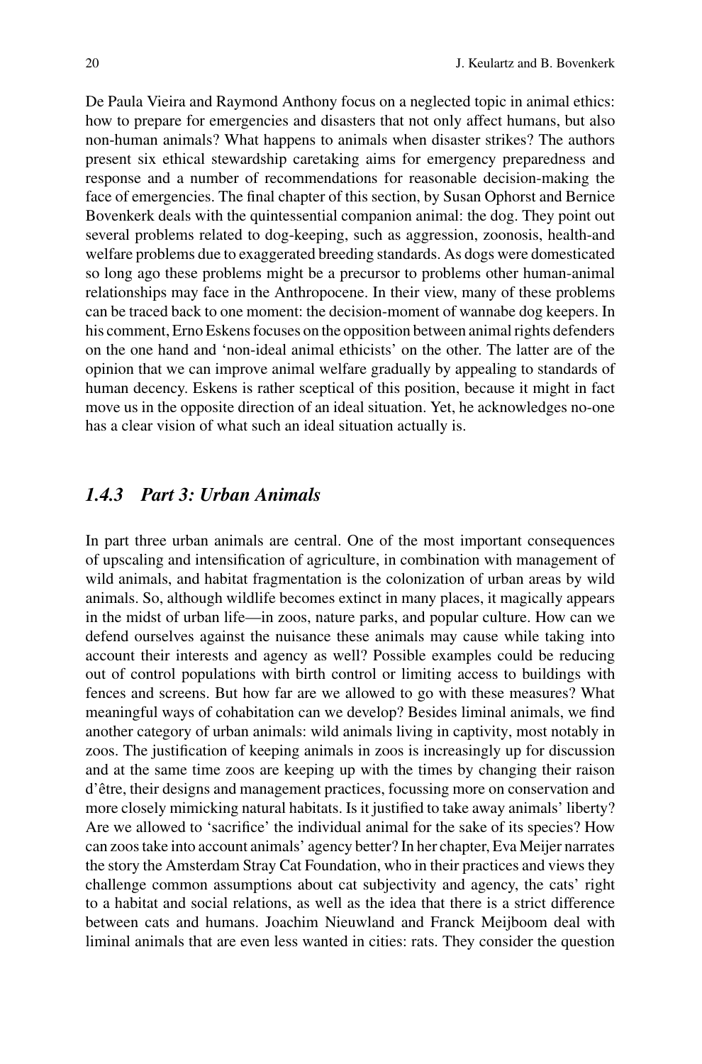De Paula Vieira and Raymond Anthony focus on a neglected topic in animal ethics: how to prepare for emergencies and disasters that not only affect humans, but also non-human animals? What happens to animals when disaster strikes? The authors present six ethical stewardship caretaking aims for emergency preparedness and response and a number of recommendations for reasonable decision-making the face of emergencies. The final chapter of this section, by Susan Ophorst and Bernice Bovenkerk deals with the quintessential companion animal: the dog. They point out several problems related to dog-keeping, such as aggression, zoonosis, health-and welfare problems due to exaggerated breeding standards. As dogs were domesticated so long ago these problems might be a precursor to problems other human-animal relationships may face in the Anthropocene. In their view, many of these problems can be traced back to one moment: the decision-moment of wannabe dog keepers. In his comment, Erno Eskens focuses on the opposition between animal rights defenders on the one hand and 'non-ideal animal ethicists' on the other. The latter are of the opinion that we can improve animal welfare gradually by appealing to standards of human decency. Eskens is rather sceptical of this position, because it might in fact move us in the opposite direction of an ideal situation. Yet, he acknowledges no-one has a clear vision of what such an ideal situation actually is.

### *1.4.3 Part 3: Urban Animals*

In part three urban animals are central. One of the most important consequences of upscaling and intensification of agriculture, in combination with management of wild animals, and habitat fragmentation is the colonization of urban areas by wild animals. So, although wildlife becomes extinct in many places, it magically appears in the midst of urban life—in zoos, nature parks, and popular culture. How can we defend ourselves against the nuisance these animals may cause while taking into account their interests and agency as well? Possible examples could be reducing out of control populations with birth control or limiting access to buildings with fences and screens. But how far are we allowed to go with these measures? What meaningful ways of cohabitation can we develop? Besides liminal animals, we find another category of urban animals: wild animals living in captivity, most notably in zoos. The justification of keeping animals in zoos is increasingly up for discussion and at the same time zoos are keeping up with the times by changing their raison d'être, their designs and management practices, focussing more on conservation and more closely mimicking natural habitats. Is it justified to take away animals' liberty? Are we allowed to 'sacrifice' the individual animal for the sake of its species? How can zoos take into account animals' agency better? In her chapter, Eva Meijer narrates the story the Amsterdam Stray Cat Foundation, who in their practices and views they challenge common assumptions about cat subjectivity and agency, the cats' right to a habitat and social relations, as well as the idea that there is a strict difference between cats and humans. Joachim Nieuwland and Franck Meijboom deal with liminal animals that are even less wanted in cities: rats. They consider the question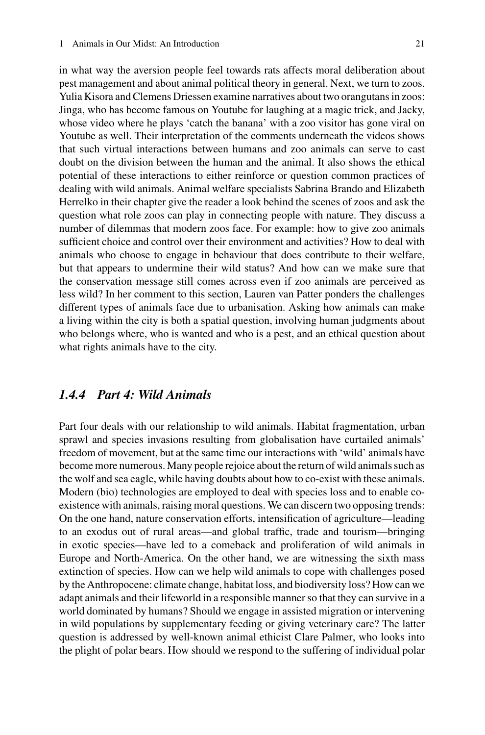in what way the aversion people feel towards rats affects moral deliberation about pest management and about animal political theory in general. Next, we turn to zoos. Yulia Kisora and Clemens Driessen examine narratives about two orangutans in zoos: Jinga, who has become famous on Youtube for laughing at a magic trick, and Jacky, whose video where he plays 'catch the banana' with a zoo visitor has gone viral on Youtube as well. Their interpretation of the comments underneath the videos shows that such virtual interactions between humans and zoo animals can serve to cast doubt on the division between the human and the animal. It also shows the ethical potential of these interactions to either reinforce or question common practices of dealing with wild animals. Animal welfare specialists Sabrina Brando and Elizabeth Herrelko in their chapter give the reader a look behind the scenes of zoos and ask the question what role zoos can play in connecting people with nature. They discuss a number of dilemmas that modern zoos face. For example: how to give zoo animals sufficient choice and control over their environment and activities? How to deal with animals who choose to engage in behaviour that does contribute to their welfare, but that appears to undermine their wild status? And how can we make sure that the conservation message still comes across even if zoo animals are perceived as less wild? In her comment to this section, Lauren van Patter ponders the challenges different types of animals face due to urbanisation. Asking how animals can make a living within the city is both a spatial question, involving human judgments about who belongs where, who is wanted and who is a pest, and an ethical question about what rights animals have to the city.

### *1.4.4 Part 4: Wild Animals*

Part four deals with our relationship to wild animals. Habitat fragmentation, urban sprawl and species invasions resulting from globalisation have curtailed animals' freedom of movement, but at the same time our interactions with 'wild' animals have become more numerous. Many people rejoice about the return of wild animals such as the wolf and sea eagle, while having doubts about how to co-exist with these animals. Modern (bio) technologies are employed to deal with species loss and to enable co-existence with animals, raising moral questions. We can discern two opposing trends: On the one hand, nature conservation efforts, intensification of agriculture—leading to an exodus out of rural areas—and global traffic, trade and tourism—bringing in exotic species—have led to a comeback and proliferation of wild animals in Europe and North-America. On the other hand, we are witnessing the sixth mass extinction of species. How can we help wild animals to cope with challenges posed by the Anthropocene: climate change, habitat loss, and biodiversity loss? How can we adapt animals and their lifeworld in a responsible manner so that they can survive in a world dominated by humans? Should we engage in assisted migration or intervening in wild populations by supplementary feeding or giving veterinary care? The latter question is addressed by well-known animal ethicist Clare Palmer, who looks into the plight of polar bears. How should we respond to the suffering of individual polar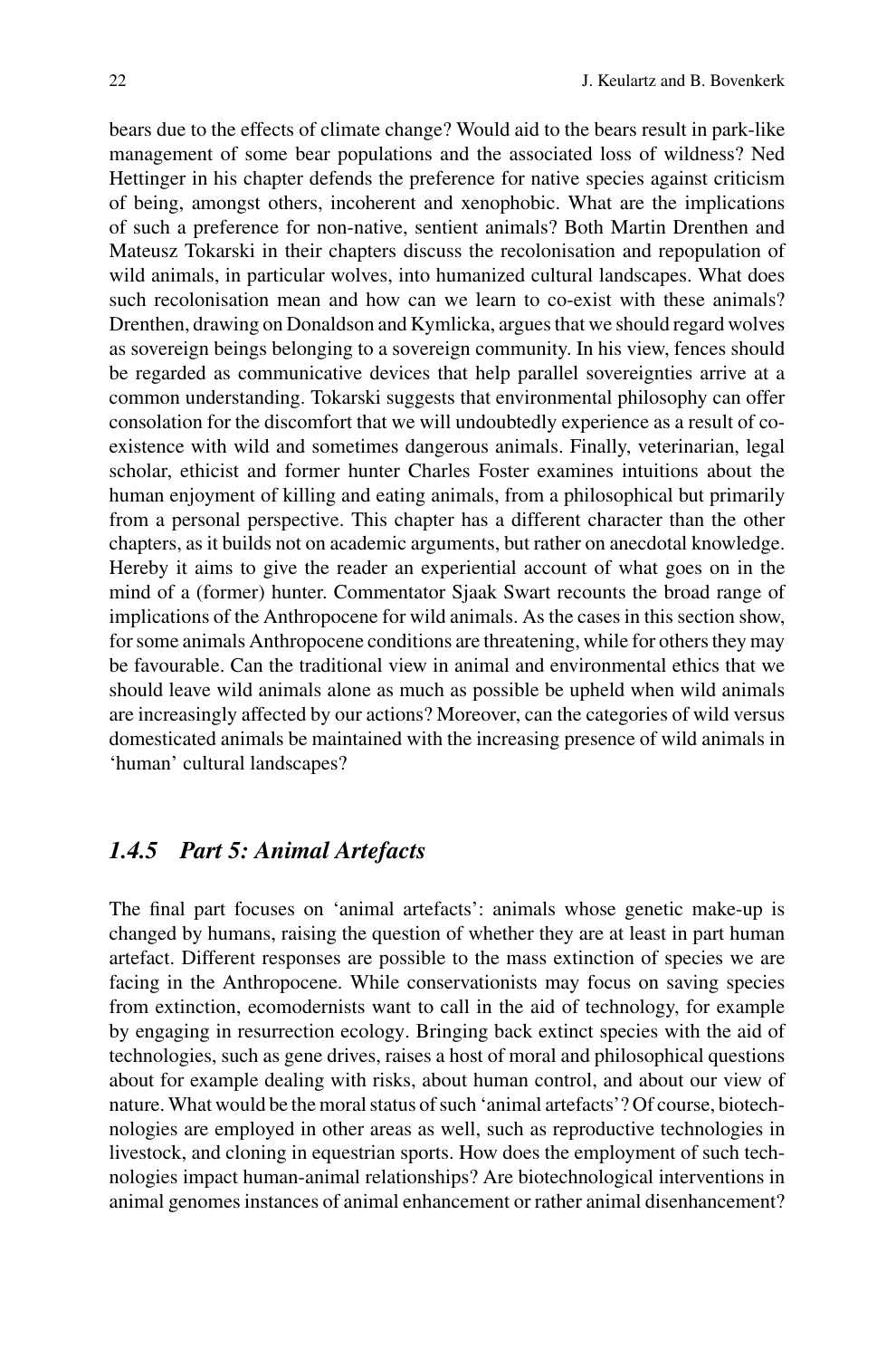bears due to the effects of climate change? Would aid to the bears result in park-like management of some bear populations and the associated loss of wildness? Ned Hettinger in his chapter defends the preference for native species against criticism of being, amongst others, incoherent and xenophobic. What are the implications of such a preference for non-native, sentient animals? Both Martin Drenthen and Mateusz Tokarski in their chapters discuss the recolonisation and repopulation of wild animals, in particular wolves, into humanized cultural landscapes. What does such recolonisation mean and how can we learn to co-exist with these animals? Drenthen, drawing on Donaldson and Kymlicka, argues that we should regard wolves as sovereign beings belonging to a sovereign community. In his view, fences should be regarded as communicative devices that help parallel sovereignties arrive at a common understanding. Tokarski suggests that environmental philosophy can offer consolation for the discomfort that we will undoubtedly experience as a result of co-existence with wild and sometimes dangerous animals. Finally, veterinarian, legal scholar, ethicist and former hunter Charles Foster examines intuitions about the human enjoyment of killing and eating animals, from a philosophical but primarily from a personal perspective. This chapter has a different character than the other chapters, as it builds not on academic arguments, but rather on anecdotal knowledge. Hereby it aims to give the reader an experiential account of what goes on in the mind of a (former) hunter. Commentator Sjaak Swart recounts the broad range of implications of the Anthropocene for wild animals. As the cases in this section show, for some animals Anthropocene conditions are threatening, while for others they may be favourable. Can the traditional view in animal and environmental ethics that we should leave wild animals alone as much as possible be upheld when wild animals are increasingly affected by our actions? Moreover, can the categories of wild versus domesticated animals be maintained with the increasing presence of wild animals in 'human' cultural landscapes?

### *1.4.5 Part 5: Animal Artefacts*

The final part focuses on 'animal artefacts': animals whose genetic make-up is changed by humans, raising the question of whether they are at least in part human artefact. Different responses are possible to the mass extinction of species we are facing in the Anthropocene. While conservationists may focus on saving species from extinction, ecomodernists want to call in the aid of technology, for example by engaging in resurrection ecology. Bringing back extinct species with the aid of technologies, such as gene drives, raises a host of moral and philosophical questions about for example dealing with risks, about human control, and about our view of nature. What would be the moral status of such 'animal artefacts'? Of course, biotechnologies are employed in other areas as well, such as reproductive technologies in livestock, and cloning in equestrian sports. How does the employment of such technologies impact human-animal relationships? Are biotechnological interventions in animal genomes instances of animal enhancement or rather animal disenhancement?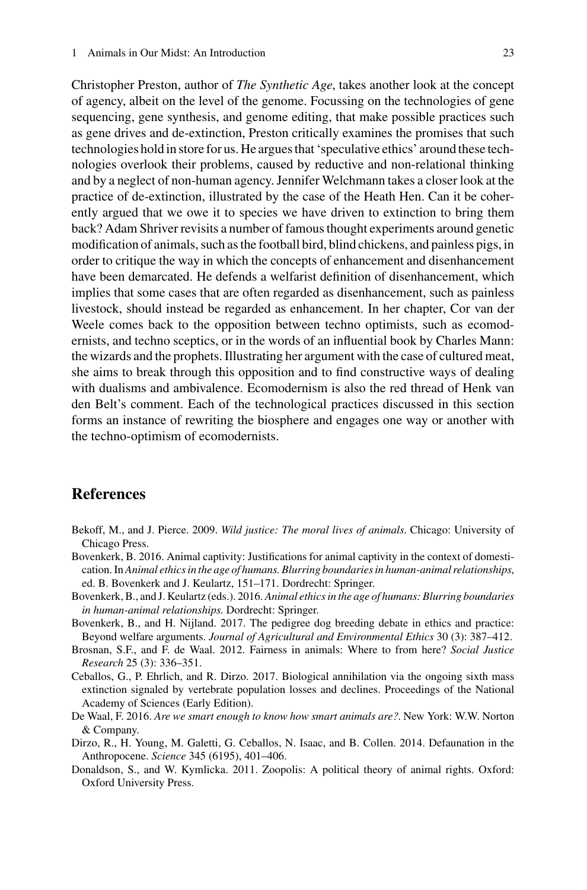Christopher Preston, author of *The Synthetic Age*, takes another look at the concept of agency, albeit on the level of the genome. Focussing on the technologies of gene sequencing, gene synthesis, and genome editing, that make possible practices such as gene drives and de-extinction, Preston critically examines the promises that such technologies hold in store for us. He argues that 'speculative ethics' around these technologies overlook their problems, caused by reductive and non-relational thinking and by a neglect of non-human agency. Jennifer Welchmann takes a closer look at the practice of de-extinction, illustrated by the case of the Heath Hen. Can it be coherently argued that we owe it to species we have driven to extinction to bring them back? Adam Shriver revisits a number of famous thought experiments around genetic modification of animals, such as the football bird, blind chickens, and painless pigs, in order to critique the way in which the concepts of enhancement and disenhancement have been demarcated. He defends a welfarist definition of disenhancement, which implies that some cases that are often regarded as disenhancement, such as painless livestock, should instead be regarded as enhancement. In her chapter, Cor van der Weele comes back to the opposition between techno optimists, such as ecomodernists, and techno sceptics, or in the words of an influential book by Charles Mann: the wizards and the prophets. Illustrating her argument with the case of cultured meat, she aims to break through this opposition and to find constructive ways of dealing with dualisms and ambivalence. Ecomodernism is also the red thread of Henk van den Belt's comment. Each of the technological practices discussed in this section forms an instance of rewriting the biosphere and engages one way or another with the techno-optimism of ecomodernists.

## References

Bekoff, M., and J. Pierce. 2009. *Wild justice: The moral lives of animals*. Chicago: University of Chicago Press.

Bovenkerk, B. 2016. Animal captivity: Justifications for animal captivity in the context of domestication. In *Animal ethics in the age of humans. Blurring boundaries in human-animal relationships*, ed. B. Bovenkerk and J. Keulartz, 151–171. Dordrecht: Springer.

Bovenkerk, B., and J. Keulartz (eds.). 2016. *Animal ethics in the age of humans: Blurring boundaries in human-animal relationships*. Dordrecht: Springer.

Bovenkerk, B., and H. Nijland. 2017. The pedigree dog breeding debate in ethics and practice: Beyond welfare arguments. *Journal of Agricultural and Environmental Ethics* 30 (3): 387–412.

Brosnan, S.F., and F. de Waal. 2012. Fairness in animals: Where to from here? *Social Justice Research* 25 (3): 336–351.

Ceballos, G., P. Ehrlich, and R. Dirzo. 2017. Biological annihilation via the ongoing sixth mass extinction signaled by vertebrate population losses and declines. Proceedings of the National Academy of Sciences (Early Edition).

De Waal, F. 2016. *Are we smart enough to know how smart animals are?*. New York: W.W. Norton & Company.

Dirzo, R., H. Young, M. Galetti, G. Ceballos, N. Isaac, and B. Collen. 2014. Defaunation in the Anthropocene. *Science* 345 (6195), 401–406.

Donaldson, S., and W. Kymlicka. 2011. Zoopolis: A political theory of animal rights. Oxford: Oxford University Press.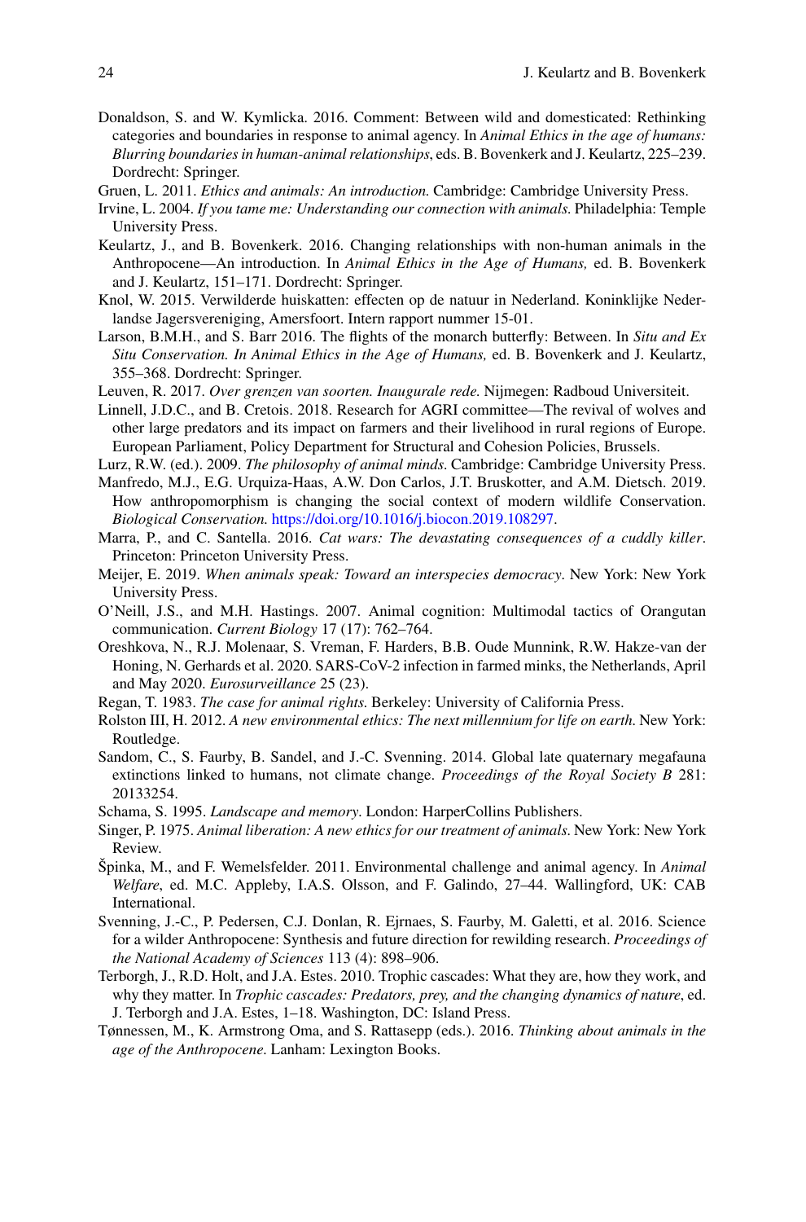Donaldson, S. and W. Kymlicka. 2016. Comment: Between wild and domesticated: Rethinking categories and boundaries in response to animal agency. In *Animal Ethics in the age of humans: Blurring boundaries in human-animal relationships*, eds. B. Bovenkerk and J. Keulartz, 225–239. Dordrecht: Springer.

Gruen, L. 2011. *Ethics and animals: An introduction.* Cambridge: Cambridge University Press.

Irvine, L. 2004. *If you tame me: Understanding our connection with animals.* Philadelphia: Temple University Press.

Keulartz, J., and B. Bovenkerk. 2016. Changing relationships with non-human animals in the Anthropocene—An introduction. In *Animal Ethics in the Age of Humans,* ed. B. Bovenkerk and J. Keulartz, 151–171. Dordrecht: Springer.

Knol, W. 2015. Verwilderde huiskatten: effecten op de natuur in Nederland. Koninklijke Nederlandse Jagersvereniging, Amersfoort. Intern rapport nummer 15-01.

Larson, B.M.H., and S. Barr 2016. The flights of the monarch butterfly: Between. In *Situ and Ex Situ Conservation. In Animal Ethics in the Age of Humans,* ed. B. Bovenkerk and J. Keulartz, 355–368. Dordrecht: Springer.

Leuven, R. 2017. *Over grenzen van soorten. Inaugurale rede.* Nijmegen: Radboud Universiteit.

Linnell, J.D.C., and B. Cretois. 2018. Research for AGRI committee—The revival of wolves and other large predators and its impact on farmers and their livelihood in rural regions of Europe. European Parliament, Policy Department for Structural and Cohesion Policies, Brussels.

Lurz, R.W. (ed.). 2009. *The philosophy of animal minds.* Cambridge: Cambridge University Press.

Manfredo, M.J., E.G. Urquiza-Haas, A.W. Don Carlos, J.T. Bruskotter, and A.M. Dietsch. 2019. How anthropomorphism is changing the social context of modern wildlife Conservation. *Biological Conservation.* https://doi.org/10.1016/j.biocon.2019.108297.

Marra, P., and C. Santella. 2016. *Cat wars: The devastating consequences of a cuddly killer*. Princeton: Princeton University Press.

Meijer, E. 2019. *When animals speak: Toward an interspecies democracy*. New York: New York University Press.

O'Neill, J.S., and M.H. Hastings. 2007. Animal cognition: Multimodal tactics of Orangutan communication. *Current Biology* 17 (17): 762–764.

Oreshkova, N., R.J. Molenaar, S. Vreman, F. Harders, B.B. Oude Munnink, R.W. Hakze-van der Honing, N. Gerhards et al. 2020. SARS-CoV-2 infection in farmed minks, the Netherlands, April and May 2020. *Eurosurveillance* 25 (23).

Regan, T. 1983. *The case for animal rights.* Berkeley: University of California Press.

Rolston III, H. 2012. *A new environmental ethics: The next millennium for life on earth.* New York: Routledge.

Sandom, C., S. Faurby, B. Sandel, and J.-C. Svenning. 2014. Global late quaternary megafauna extinctions linked to humans, not climate change. *Proceedings of the Royal Society B* 281: 20133254.

Schama, S. 1995. *Landscape and memory*. London: HarperCollins Publishers.

Singer, P. 1975. *Animal liberation: A new ethics for our treatment of animals.* New York: New York Review.

Špinka, M., and F. Wemelsfelder. 2011. Environmental challenge and animal agency. In *Animal Welfare*, ed. M.C. Appleby, I.A.S. Olsson, and F. Galindo, 27–44. Wallingford, UK: CAB International.

Svenning, J.-C., P. Pedersen, C.J. Donlan, R. Ejrnaes, S. Faurby, M. Galetti, et al. 2016. Science for a wilder Anthropocene: Synthesis and future direction for rewilding research. *Proceedings of the National Academy of Sciences* 113 (4): 898–906.

Terborgh, J., R.D. Holt, and J.A. Estes. 2010. Trophic cascades: What they are, how they work, and why they matter. In *Trophic cascades: Predators, prey, and the changing dynamics of nature*, ed. J. Terborgh and J.A. Estes, 1–18. Washington, DC: Island Press.

Tønnessen, M., K. Armstrong Oma, and S. Rattasepp (eds.). 2016. *Thinking about animals in the age of the Anthropocene*. Lanham: Lexington Books.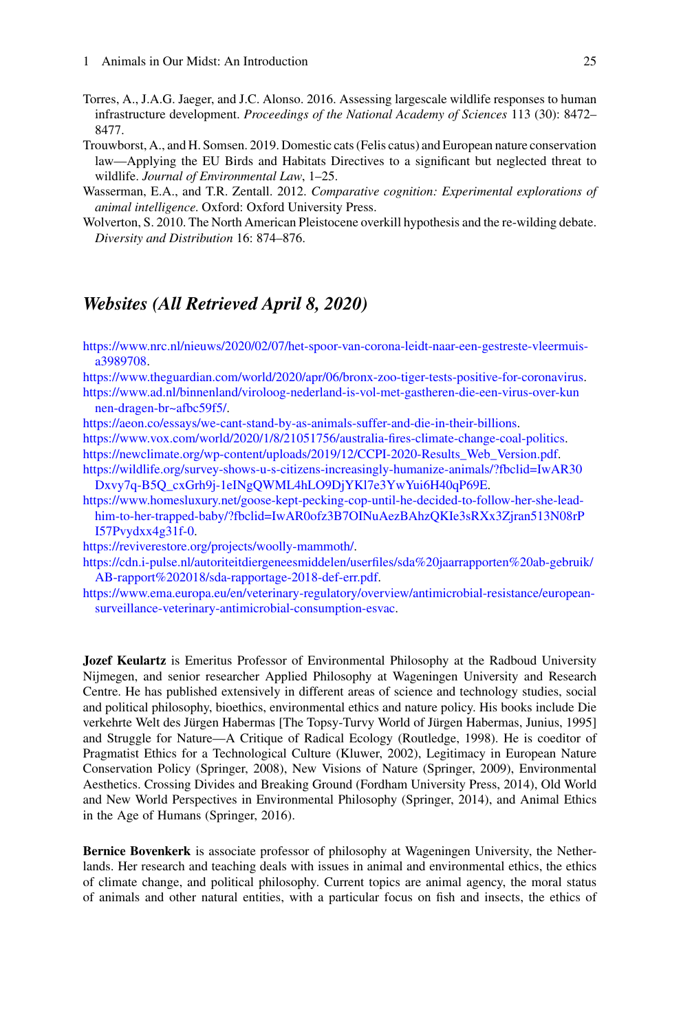Torres, A., J.A.G. Jaeger, and J.C. Alonso. 2016. Assessing largescale wildlife responses to human infrastructure development. *Proceedings of the National Academy of Sciences* 113 (30): 8472–8477.

Trouwborst, A., and H. Somsen. 2019. Domestic cats (Felis catus) and European nature conservation law—Applying the EU Birds and Habitats Directives to a significant but neglected threat to wildlife. *Journal of Environmental Law*, 1–25.

Wasserman, E.A., and T.R. Zentall. 2012. *Comparative cognition: Experimental explorations of animal intelligence.* Oxford: Oxford University Press.

Wolverton, S. 2010. The North American Pleistocene overkill hypothesis and the re-wilding debate. *Diversity and Distribution* 16: 874–876.

## *Websites (All Retrieved April 8, 2020)*

https://www.nrc.nl/nieuws/2020/02/07/het-spoor-van-corona-leidt-naar-een-gestreste-vleermuis-a3989708.

https://www.theguardian.com/world/2020/apr/06/bronx-zoo-tiger-tests-positive-for-coronavirus.

https://www.ad.nl/binnenland/viroloog-nederland-is-vol-met-gastheren-die-een-virus-over-kunnen-dragen-br~afbc59f5/.

https://aeon.co/essays/we-cant-stand-by-as-animals-suffer-and-die-in-their-billions.

https://www.vox.com/world/2020/1/8/21051756/australia-fires-climate-change-coal-politics.

https://newclimate.org/wp-content/uploads/2019/12/CCPI-2020-Results_Web_Version.pdf.

https://wildlife.org/survey-shows-u-s-citizens-increasingly-humanize-animals/?fbclid=IwAR30Dxvy7q-B5Q_cxGrh9j-1eINgQWML4hLO9DjYKl7e3YwYui6H40qP69E.

https://www.homesluxury.net/goose-kept-pecking-cop-until-he-decided-to-follow-her-she-lead-him-to-her-trapped-baby/?fbclid=IwAR0ofz3B7OINuAezBAhzQKIe3sRXx3Zjran513N08rPI57Pvydxx4g31f-0.

https://reviverestore.org/projects/woolly-mammoth/.

https://cdn.i-pulse.nl/autoriteitdiergeneesmiddelen/userfiles/sda%20jaarrapporten%20ab-gebruik/AB-rapport%202018/sda-rapportage-2018-def-err.pdf.

https://www.ema.europa.eu/en/veterinary-regulatory/overview/antimicrobial-resistance/european-surveillance-veterinary-antimicrobial-consumption-esvac.

**Jozef Keulartz** is Emeritus Professor of Environmental Philosophy at the Radboud University Nijmegen, and senior researcher Applied Philosophy at Wageningen University and Research Centre. He has published extensively in different areas of science and technology studies, social and political philosophy, bioethics, environmental ethics and nature policy. His books include Die verkehrte Welt des Jürgen Habermas [The Topsy-Turvy World of Jürgen Habermas, Junius, 1995] and Struggle for Nature—A Critique of Radical Ecology (Routledge, 1998). He is coeditor of Pragmatist Ethics for a Technological Culture (Kluwer, 2002), Legitimacy in European Nature Conservation Policy (Springer, 2008), New Visions of Nature (Springer, 2009), Environmental Aesthetics. Crossing Divides and Breaking Ground (Fordham University Press, 2014), Old World and New World Perspectives in Environmental Philosophy (Springer, 2014), and Animal Ethics in the Age of Humans (Springer, 2016).

**Bernice Bovenkerk** is associate professor of philosophy at Wageningen University, the Netherlands. Her research and teaching deals with issues in animal and environmental ethics, the ethics of climate change, and political philosophy. Current topics are animal agency, the moral status of animals and other natural entities, with a particular focus on fish and insects, the ethics of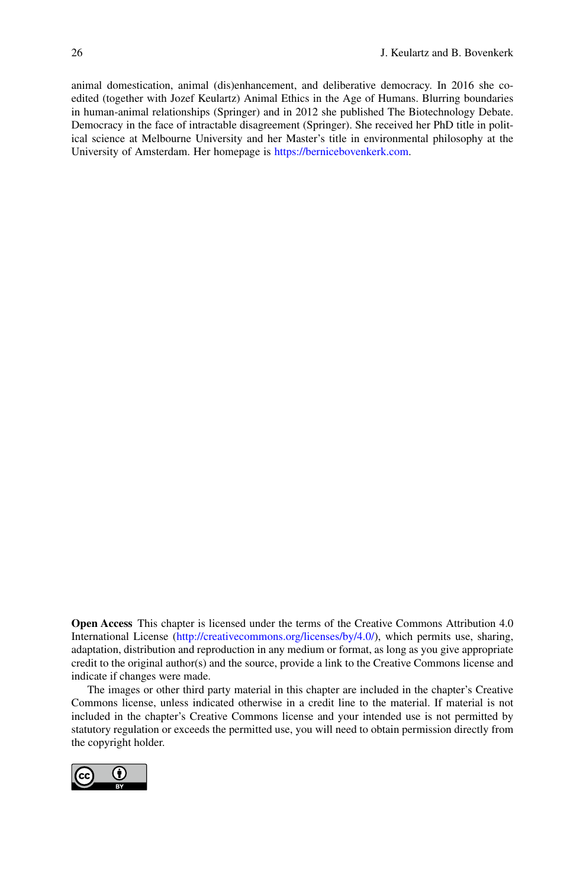animal domestication, animal (dis)enhancement, and deliberative democracy. In 2016 she co-edited (together with Jozef Keulartz) Animal Ethics in the Age of Humans. Blurring boundaries in human-animal relationships (Springer) and in 2012 she published The Biotechnology Debate. Democracy in the face of intractable disagreement (Springer). She received her PhD title in political science at Melbourne University and her Master's title in environmental philosophy at the University of Amsterdam. Her homepage is https://bernicebovenkerk.com.

**Open Access** This chapter is licensed under the terms of the Creative Commons Attribution 4.0 International License (http://creativecommons.org/licenses/by/4.0/), which permits use, sharing, adaptation, distribution and reproduction in any medium or format, as long as you give appropriate credit to the original author(s) and the source, provide a link to the Creative Commons license and indicate if changes were made.

The images or other third party material in this chapter are included in the chapter's Creative Commons license, unless indicated otherwise in a credit line to the material. If material is not included in the chapter's Creative Commons license and your intended use is not permitted by statutory regulation or exceeds the permitted use, you will need to obtain permission directly from the copyright holder.